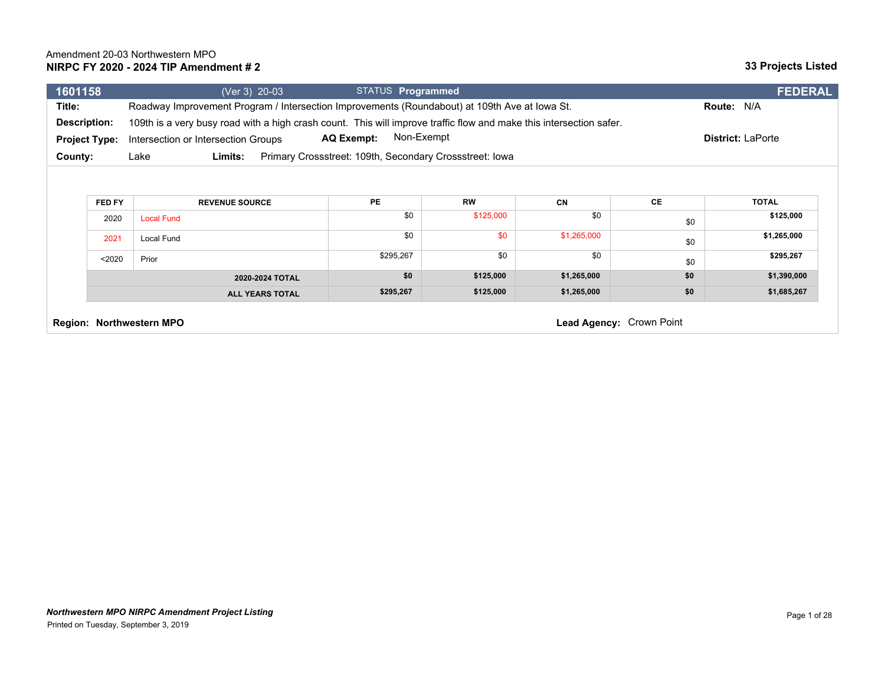Amendment 20-03 Northwestern MPO

**NIRPC FY 2020 - 2024 TIP Amendment # 2**

**33 Projects Listed**

**1601158** (Ver 3) 20-03 STATUS **Programmed** **FEDERAL**

**Title:** Roadway Improvement Program / Intersection Improvements (Roundabout) at 109th Ave at Iowa St. **Route:** N/A

**Description:** 109th is a very busy road with a high crash count. This will improve traffic flow and make this intersection safer.

**Project Type:** Intersection or Intersection Groups **AQ Exempt:** Non-Exempt **District:** LaPorte

**County:** Lake **Limits:** Primary Crossstreet: 109th, Secondary Crossstreet: Iowa

| FED FY | REVENUE SOURCE | PE | RW | CN | CE | TOTAL |
|---|---|---|---|---|---|---|
| 2020 | Local Fund | $0 | $125,000 | $0 | $0 | **$125,000** |
| 2021 | Local Fund | $0 | $0 | $1,265,000 | $0 | **$1,265,000** |
| <2020 | Prior | $295,267 | $0 | $0 | $0 | **$295,267** |
| | **2020-2024 TOTAL** | **$0** | **$125,000** | **$1,265,000** | **$0** | **$1,390,000** |
| | **ALL YEARS TOTAL** | **$295,267** | **$125,000** | **$1,265,000** | **$0** | **$1,685,267** |

**Region: Northwestern MPO** **Lead Agency:** Crown Point

***Northwestern MPO NIRPC Amendment Project Listing***

Printed on Tuesday, September 3, 2019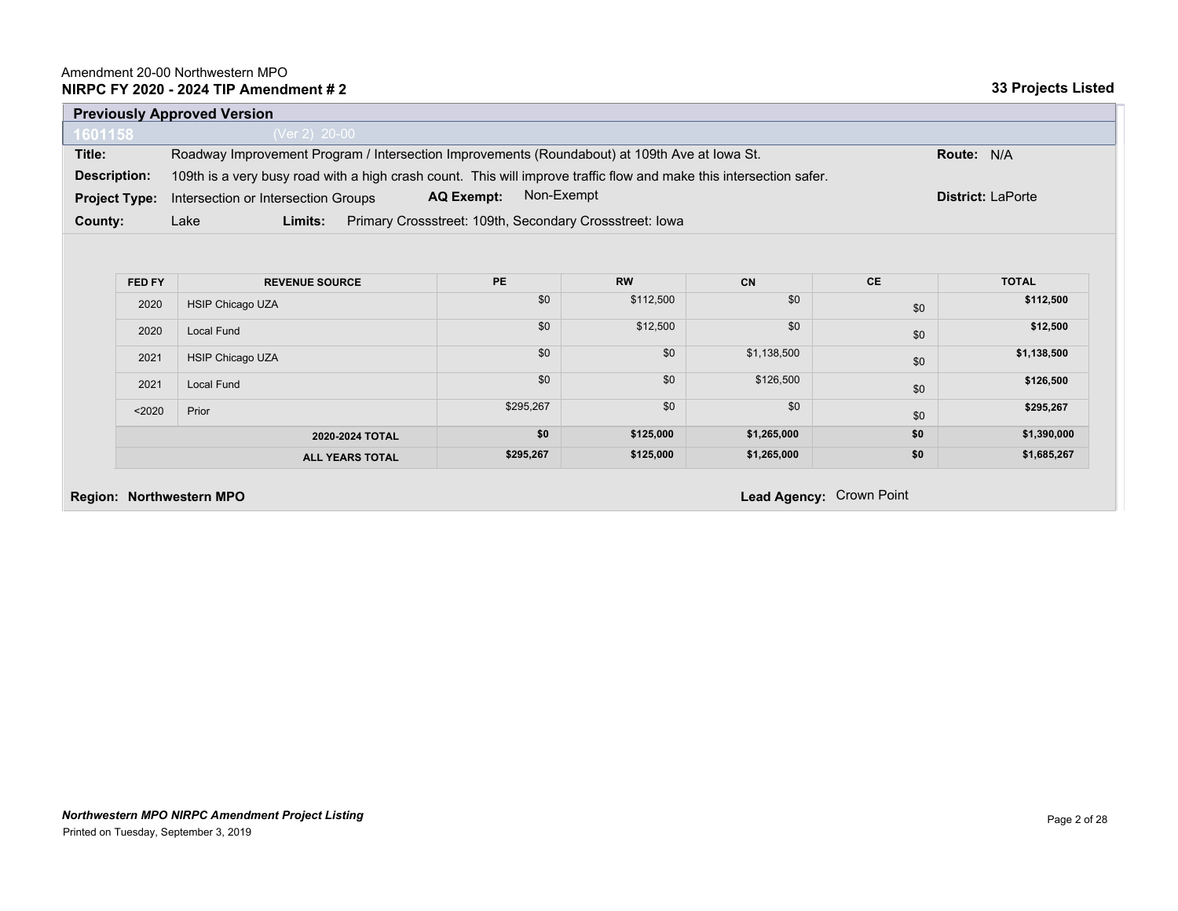Amendment 20-00 Northwestern MPO
**NIRPC FY 2020 - 2024 TIP Amendment # 2** **33 Projects Listed**

## Previously Approved Version

**1601158** (Ver 2) 20-00

**Title:** Roadway Improvement Program / Intersection Improvements (Roundabout) at 109th Ave at Iowa St. **Route:** N/A

**Description:** 109th is a very busy road with a high crash count. This will improve traffic flow and make this intersection safer.

**Project Type:** Intersection or Intersection Groups **AQ Exempt:** Non-Exempt **District:** LaPorte

**County:** Lake **Limits:** Primary Crossstreet: 109th, Secondary Crossstreet: Iowa

| FED FY | REVENUE SOURCE | PE | RW | CN | CE | TOTAL |
|---|---|---|---|---|---|---|
| 2020 | HSIP Chicago UZA | $0 | $112,500 | $0 | $0 | **$112,500** |
| 2020 | Local Fund | $0 | $12,500 | $0 | $0 | **$12,500** |
| 2021 | HSIP Chicago UZA | $0 | $0 | $1,138,500 | $0 | **$1,138,500** |
| 2021 | Local Fund | $0 | $0 | $126,500 | $0 | **$126,500** |
| <2020 | Prior | $295,267 | $0 | $0 | $0 | **$295,267** |
| | **2020-2024 TOTAL** | **$0** | **$125,000** | **$1,265,000** | **$0** | **$1,390,000** |
| | **ALL YEARS TOTAL** | **$295,267** | **$125,000** | **$1,265,000** | **$0** | **$1,685,267** |

**Region: Northwestern MPO** **Lead Agency:** Crown Point

***Northwestern MPO NIRPC Amendment Project Listing***
Printed on Tuesday, September 3, 2019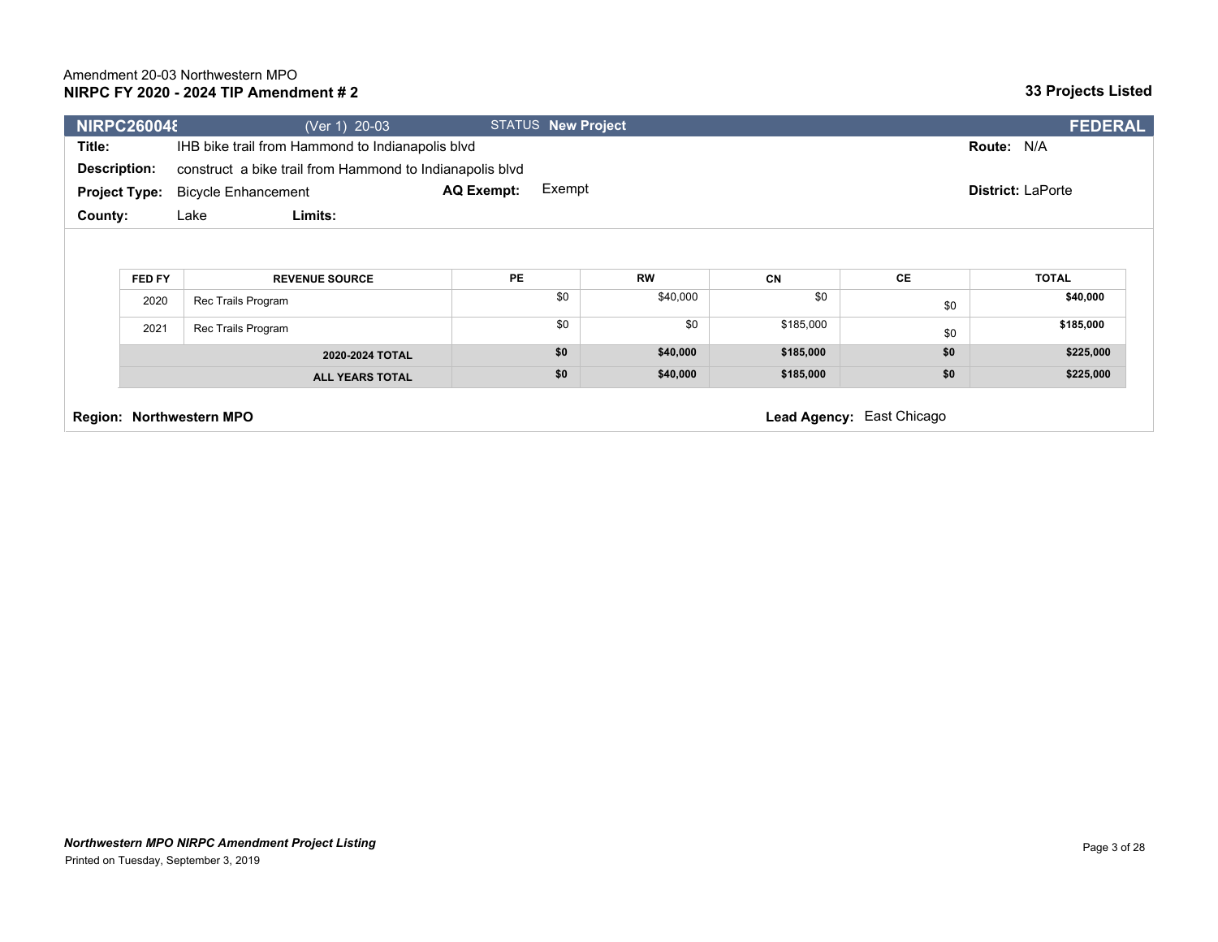Amendment 20-03 Northwestern MPO
**NIRPC FY 2020 - 2024 TIP Amendment # 2**

**33 Projects Listed**

**NIRPC260048** (Ver 1) 20-03 STATUS **New Project** **FEDERAL**

**Title:** IHB bike trail from Hammond to Indianapolis blvd

**Route:** N/A

**Description:** construct a bike trail from Hammond to Indianapolis blvd

**Project Type:** Bicycle Enhancement

**AQ Exempt:** Exempt

**District:** LaPorte

**County:** Lake **Limits:**

| FED FY | REVENUE SOURCE | PE | RW | CN | CE | TOTAL |
|---|---|---|---|---|---|---|
| 2020 | Rec Trails Program | $0 | $40,000 | $0 | $0 | **$40,000** |
| 2021 | Rec Trails Program | $0 | $0 | $185,000 | $0 | **$185,000** |
| | **2020-2024 TOTAL** | **$0** | **$40,000** | **$185,000** | **$0** | **$225,000** |
| | **ALL YEARS TOTAL** | **$0** | **$40,000** | **$185,000** | **$0** | **$225,000** |

**Region: Northwestern MPO**

**Lead Agency:** East Chicago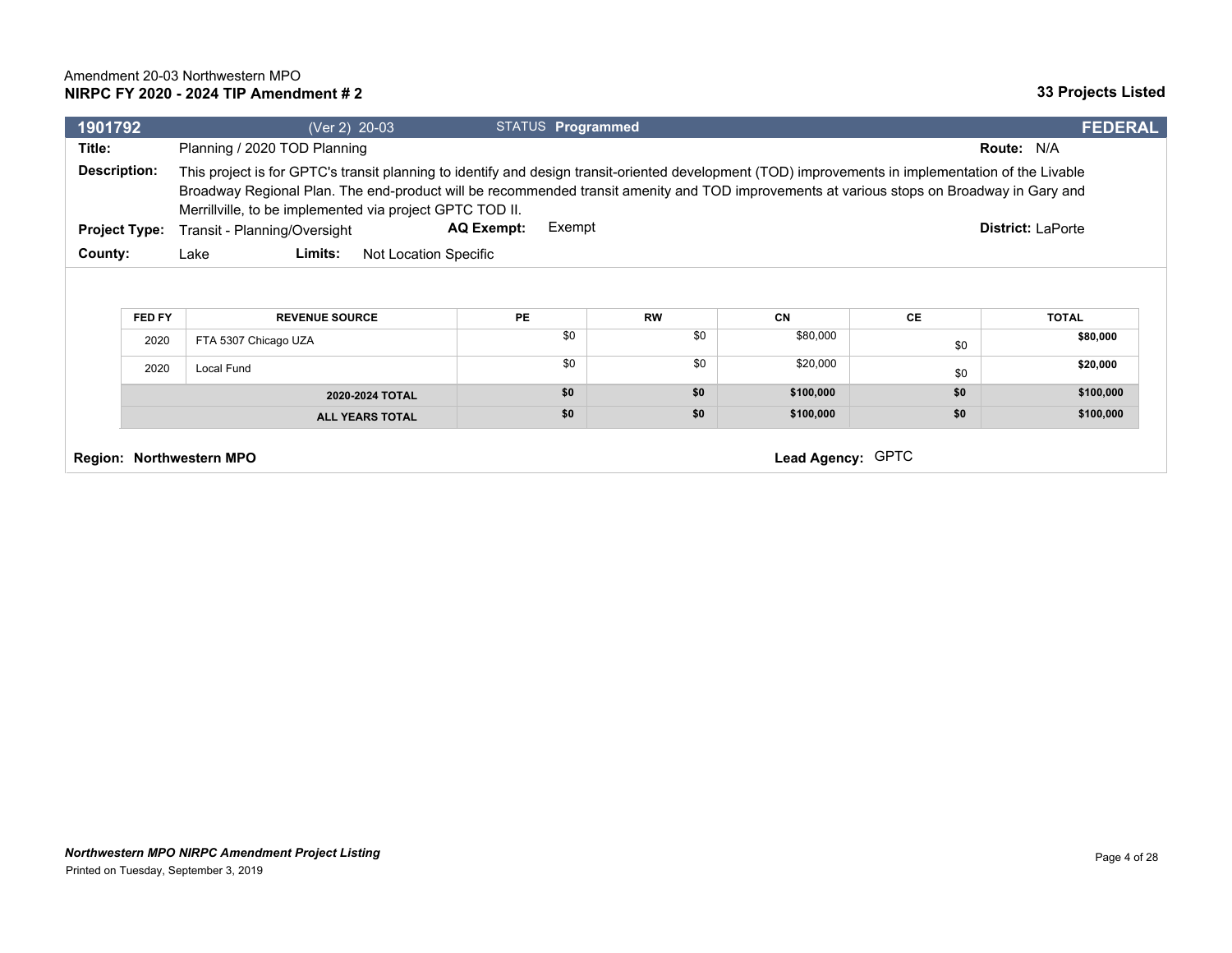Amendment 20-03 Northwestern MPO
**NIRPC FY 2020 - 2024 TIP Amendment # 2**

**33 Projects Listed**

**1901792** (Ver 2) 20-03 STATUS **Programmed** **FEDERAL**

**Title:** Planning / 2020 TOD Planning **Route:** N/A

**Description:** This project is for GPTC's transit planning to identify and design transit-oriented development (TOD) improvements in implementation of the Livable Broadway Regional Plan. The end-product will be recommended transit amenity and TOD improvements at various stops on Broadway in Gary and Merrillville, to be implemented via project GPTC TOD II.

**Project Type:** Transit - Planning/Oversight **AQ Exempt:** Exempt **District:** LaPorte

**County:** Lake **Limits:** Not Location Specific

| FED FY | REVENUE SOURCE | PE | RW | CN | CE | TOTAL |
|---|---|---|---|---|---|---|
| 2020 | FTA 5307 Chicago UZA | $0 | $0 | $80,000 | $0 | **$80,000** |
| 2020 | Local Fund | $0 | $0 | $20,000 | $0 | **$20,000** |
| | **2020-2024 TOTAL** | **$0** | **$0** | **$100,000** | **$0** | **$100,000** |
| | **ALL YEARS TOTAL** | **$0** | **$0** | **$100,000** | **$0** | **$100,000** |

**Region: Northwestern MPO** **Lead Agency:** GPTC

***Northwestern MPO NIRPC Amendment Project Listing***
Printed on Tuesday, September 3, 2019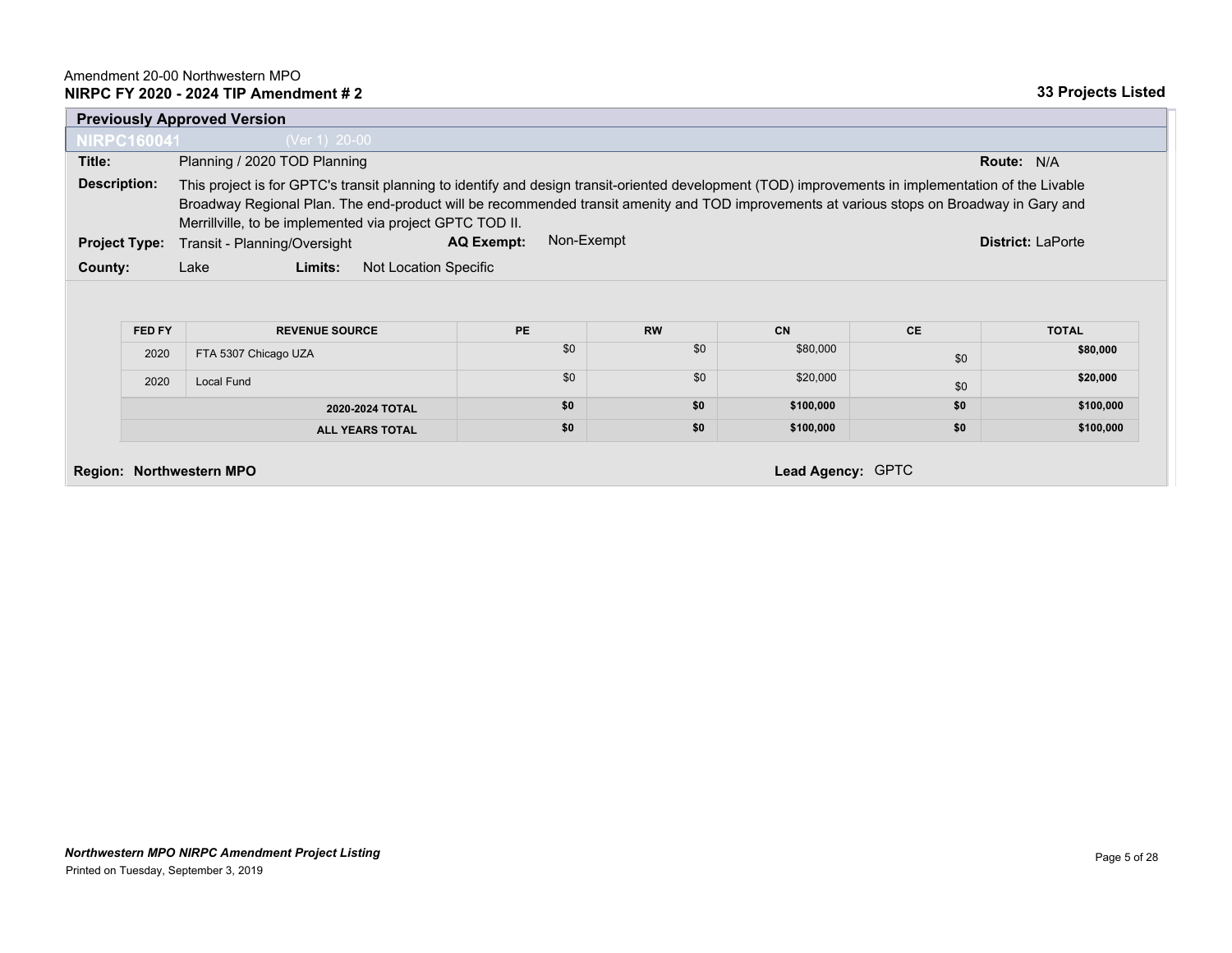Amendment 20-00 Northwestern MPO

**NIRPC FY 2020 - 2024 TIP Amendment # 2**

**33 Projects Listed**

## Previously Approved Version

**NIRPC160041** (Ver 1) 20-00

**Title:** Planning / 2020 TOD Planning **Route:** N/A

**Description:** This project is for GPTC's transit planning to identify and design transit-oriented development (TOD) improvements in implementation of the Livable Broadway Regional Plan. The end-product will be recommended transit amenity and TOD improvements at various stops on Broadway in Gary and Merrillville, to be implemented via project GPTC TOD II.

**Project Type:** Transit - Planning/Oversight **AQ Exempt:** Non-Exempt **District:** LaPorte

**County:** Lake **Limits:** Not Location Specific

| FED FY | REVENUE SOURCE | PE | RW | CN | CE | TOTAL |
|---|---|---|---|---|---|---|
| 2020 | FTA 5307 Chicago UZA | $0 | $0 | $80,000 | $0 | **$80,000** |
| 2020 | Local Fund | $0 | $0 | $20,000 | $0 | **$20,000** |
| | **2020-2024 TOTAL** | **$0** | **$0** | **$100,000** | **$0** | **$100,000** |
| | **ALL YEARS TOTAL** | **$0** | **$0** | **$100,000** | **$0** | **$100,000** |

**Region: Northwestern MPO** **Lead Agency:** GPTC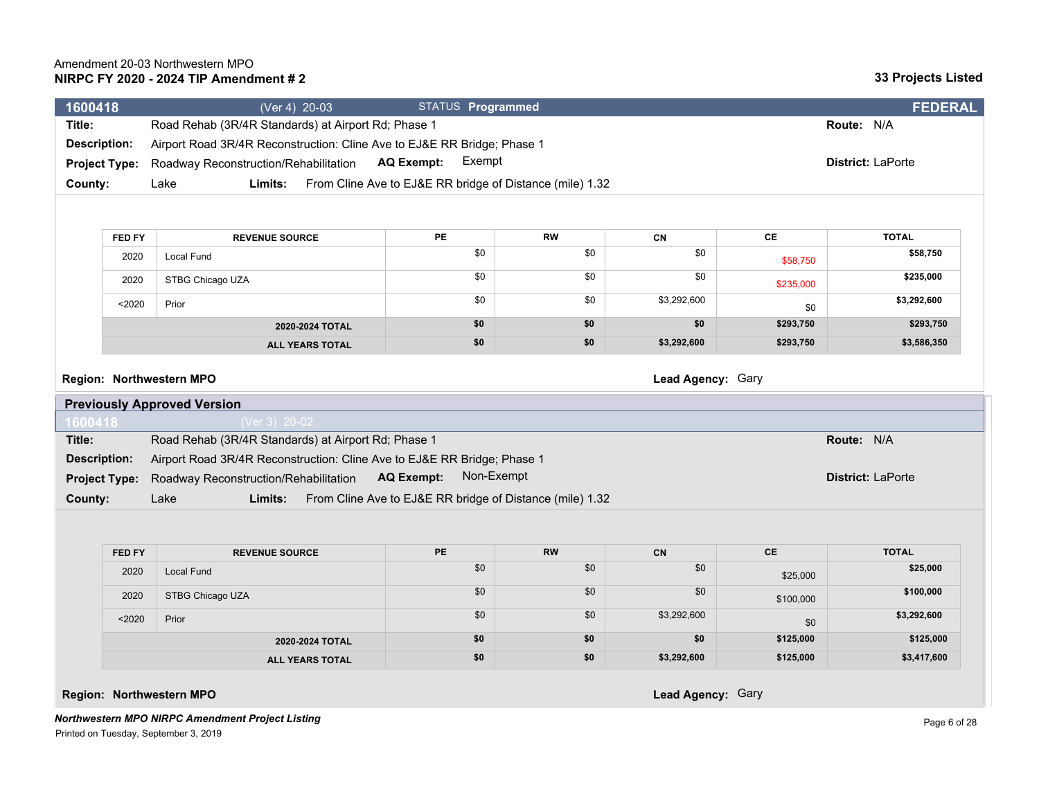Amendment 20-03 Northwestern MPO
**NIRPC FY 2020 - 2024 TIP Amendment # 2**

**33 Projects Listed**

| **1600418** | (Ver 4) 20-03 | STATUS **Programmed** | **FEDERAL** |
|---|---|---|---|

**Title:** Road Rehab (3R/4R Standards) at Airport Rd; Phase 1 **Route:** N/A
**Description:** Airport Road 3R/4R Reconstruction: Cline Ave to EJ&E RR Bridge; Phase 1
**Project Type:** Roadway Reconstruction/Rehabilitation **AQ Exempt:** Exempt **District:** LaPorte
**County:** Lake **Limits:** From Cline Ave to EJ&E RR bridge of Distance (mile) 1.32

| FED FY | REVENUE SOURCE | PE | RW | CN | CE | TOTAL |
|---|---|---|---|---|---|---|
| 2020 | Local Fund | $0 | $0 | $0 | $58,750 | **$58,750** |
| 2020 | STBG Chicago UZA | $0 | $0 | $0 | $235,000 | **$235,000** |
| <2020 | Prior | $0 | $0 | $3,292,600 | $0 | **$3,292,600** |
| | **2020-2024 TOTAL** | **$0** | **$0** | **$0** | **$293,750** | **$293,750** |
| | **ALL YEARS TOTAL** | **$0** | **$0** | **$3,292,600** | **$293,750** | **$3,586,350** |

**Region: Northwestern MPO** **Lead Agency:** Gary

## Previously Approved Version

**1600418** (Ver 3) 20-02

**Title:** Road Rehab (3R/4R Standards) at Airport Rd; Phase 1 **Route:** N/A
**Description:** Airport Road 3R/4R Reconstruction: Cline Ave to EJ&E RR Bridge; Phase 1
**Project Type:** Roadway Reconstruction/Rehabilitation **AQ Exempt:** Non-Exempt **District:** LaPorte
**County:** Lake **Limits:** From Cline Ave to EJ&E RR bridge of Distance (mile) 1.32

| FED FY | REVENUE SOURCE | PE | RW | CN | CE | TOTAL |
|---|---|---|---|---|---|---|
| 2020 | Local Fund | $0 | $0 | $0 | $25,000 | **$25,000** |
| 2020 | STBG Chicago UZA | $0 | $0 | $0 | $100,000 | **$100,000** |
| <2020 | Prior | $0 | $0 | $3,292,600 | $0 | **$3,292,600** |
| | **2020-2024 TOTAL** | **$0** | **$0** | **$0** | **$125,000** | **$125,000** |
| | **ALL YEARS TOTAL** | **$0** | **$0** | **$3,292,600** | **$125,000** | **$3,417,600** |

**Region: Northwestern MPO** **Lead Agency:** Gary

***Northwestern MPO NIRPC Amendment Project Listing***
Printed on Tuesday, September 3, 2019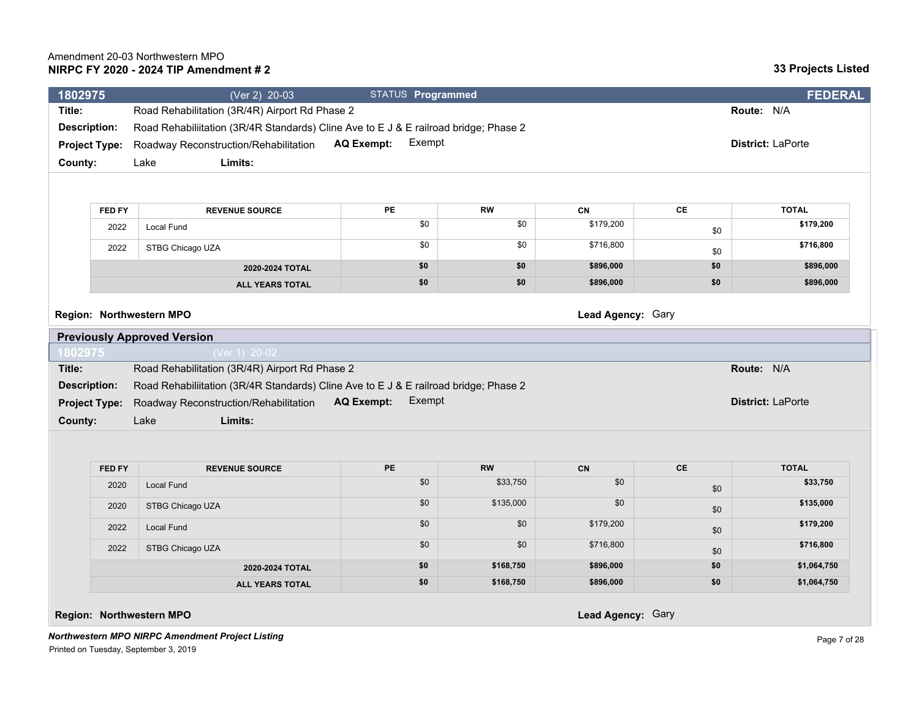Amendment 20-03 Northwestern MPO
**NIRPC FY 2020 - 2024 TIP Amendment # 2**

**33 Projects Listed**

## 1802975 (Ver 2) 20-03 — STATUS **Programmed** — **FEDERAL**

**Title:** Road Rehabilitation (3R/4R) Airport Rd Phase 2
**Route:** N/A
**Description:** Road Rehabiliitation (3R/4R Standards) Cline Ave to E J & E railroad bridge; Phase 2
**Project Type:** Roadway Reconstruction/Rehabilitation **AQ Exempt:** Exempt
**District:** LaPorte
**County:** Lake **Limits:**

| FED FY | REVENUE SOURCE | PE | RW | CN | CE | TOTAL |
|---|---|---|---|---|---|---|
| 2022 | Local Fund | $0 | $0 | $179,200 | $0 | **$179,200** |
| 2022 | STBG Chicago UZA | $0 | $0 | $716,800 | $0 | **$716,800** |
| | **2020-2024 TOTAL** | **$0** | **$0** | **$896,000** | **$0** | **$896,000** |
| | **ALL YEARS TOTAL** | **$0** | **$0** | **$896,000** | **$0** | **$896,000** |

**Region: Northwestern MPO**
**Lead Agency:** Gary

### Previously Approved Version

**1802975** (Ver 1) 20-02

**Title:** Road Rehabilitation (3R/4R) Airport Rd Phase 2
**Route:** N/A
**Description:** Road Rehabiliitation (3R/4R Standards) Cline Ave to E J & E railroad bridge; Phase 2
**Project Type:** Roadway Reconstruction/Rehabilitation **AQ Exempt:** Exempt
**District:** LaPorte
**County:** Lake **Limits:**

| FED FY | REVENUE SOURCE | PE | RW | CN | CE | TOTAL |
|---|---|---|---|---|---|---|
| 2020 | Local Fund | $0 | $33,750 | $0 | $0 | **$33,750** |
| 2020 | STBG Chicago UZA | $0 | $135,000 | $0 | $0 | **$135,000** |
| 2022 | Local Fund | $0 | $0 | $179,200 | $0 | **$179,200** |
| 2022 | STBG Chicago UZA | $0 | $0 | $716,800 | $0 | **$716,800** |
| | **2020-2024 TOTAL** | **$0** | **$168,750** | **$896,000** | **$0** | **$1,064,750** |
| | **ALL YEARS TOTAL** | **$0** | **$168,750** | **$896,000** | **$0** | **$1,064,750** |

**Region: Northwestern MPO**
**Lead Agency:** Gary

***Northwestern MPO NIRPC Amendment Project Listing***
Printed on Tuesday, September 3, 2019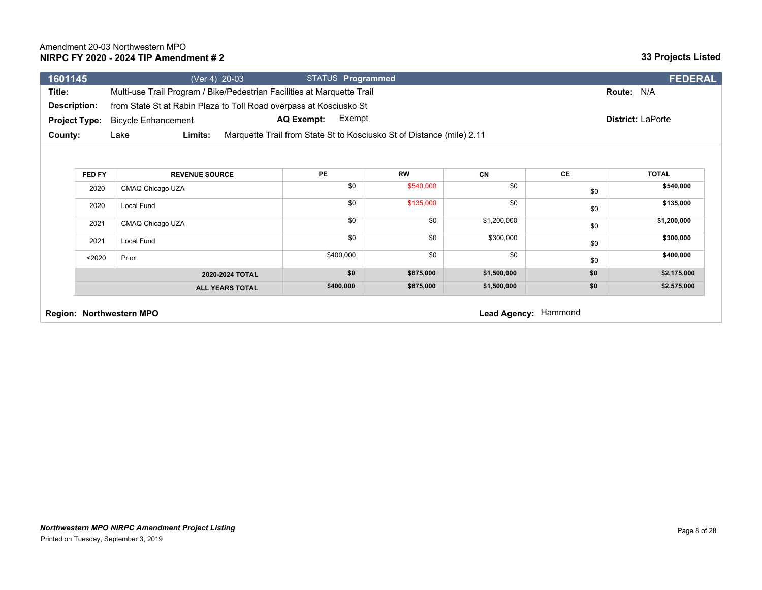Amendment 20-03 Northwestern MPO

**NIRPC FY 2020 - 2024 TIP Amendment # 2**

**33 Projects Listed**

**1601145** (Ver 4) 20-03 STATUS **Programmed** **FEDERAL**

**Title:** Multi-use Trail Program / Bike/Pedestrian Facilities at Marquette Trail **Route:** N/A

**Description:** from State St at Rabin Plaza to Toll Road overpass at Kosciusko St

**Project Type:** Bicycle Enhancement **AQ Exempt:** Exempt **District:** LaPorte

**County:** Lake **Limits:** Marquette Trail from State St to Kosciusko St of Distance (mile) 2.11

| FED FY | REVENUE SOURCE | PE | RW | CN | CE | TOTAL |
|---|---|---|---|---|---|---|
| 2020 | CMAQ Chicago UZA | $0 | $540,000 | $0 | $0 | **$540,000** |
| 2020 | Local Fund | $0 | $135,000 | $0 | $0 | **$135,000** |
| 2021 | CMAQ Chicago UZA | $0 | $0 | $1,200,000 | $0 | **$1,200,000** |
| 2021 | Local Fund | $0 | $0 | $300,000 | $0 | **$300,000** |
| <2020 | Prior | $400,000 | $0 | $0 | $0 | **$400,000** |
| | **2020-2024 TOTAL** | **$0** | **$675,000** | **$1,500,000** | **$0** | **$2,175,000** |
| | **ALL YEARS TOTAL** | **$400,000** | **$675,000** | **$1,500,000** | **$0** | **$2,575,000** |

**Region: Northwestern MPO** **Lead Agency:** Hammond

***Northwestern MPO NIRPC Amendment Project Listing***

Printed on Tuesday, September 3, 2019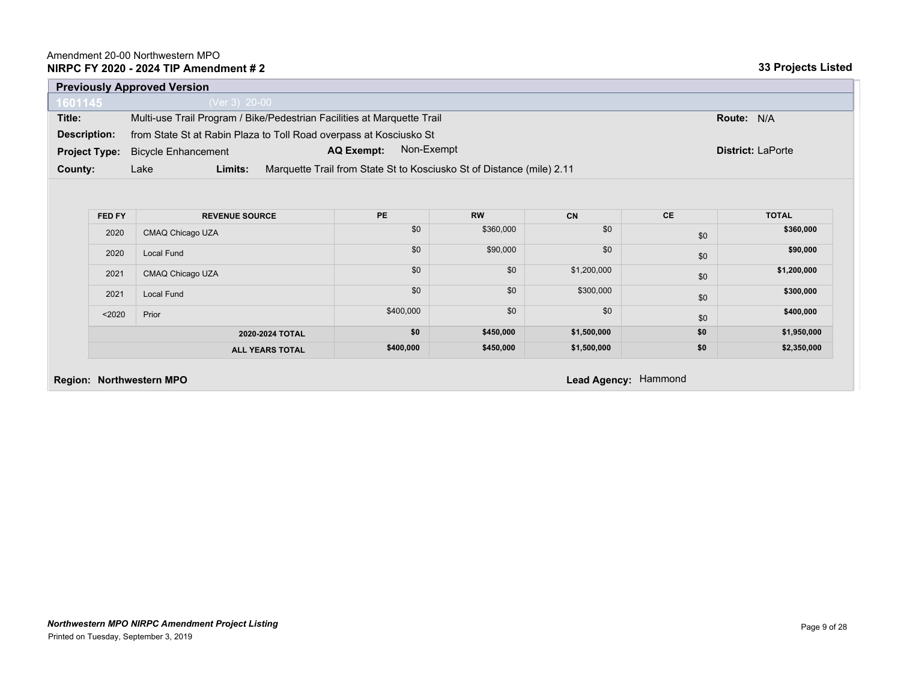Amendment 20-00 Northwestern MPO
**NIRPC FY 2020 - 2024 TIP Amendment # 2**

**33 Projects Listed**

**Previously Approved Version**

**1601145** (Ver 3) 20-00

**Title:** Multi-use Trail Program / Bike/Pedestrian Facilities at Marquette Trail **Route:** N/A

**Description:** from State St at Rabin Plaza to Toll Road overpass at Kosciusko St

**Project Type:** Bicycle Enhancement **AQ Exempt:** Non-Exempt **District:** LaPorte

**County:** Lake **Limits:** Marquette Trail from State St to Kosciusko St of Distance (mile) 2.11

| FED FY | REVENUE SOURCE | PE | RW | CN | CE | TOTAL |
|---|---|---|---|---|---|---|
| 2020 | CMAQ Chicago UZA | $0 | $360,000 | $0 | $0 | **$360,000** |
| 2020 | Local Fund | $0 | $90,000 | $0 | $0 | **$90,000** |
| 2021 | CMAQ Chicago UZA | $0 | $0 | $1,200,000 | $0 | **$1,200,000** |
| 2021 | Local Fund | $0 | $0 | $300,000 | $0 | **$300,000** |
| <2020 | Prior | $400,000 | $0 | $0 | $0 | **$400,000** |
| | **2020-2024 TOTAL** | **$0** | **$450,000** | **$1,500,000** | **$0** | **$1,950,000** |
| | **ALL YEARS TOTAL** | **$400,000** | **$450,000** | **$1,500,000** | **$0** | **$2,350,000** |

**Region: Northwestern MPO** **Lead Agency:** Hammond

***Northwestern MPO NIRPC Amendment Project Listing***
Printed on Tuesday, September 3, 2019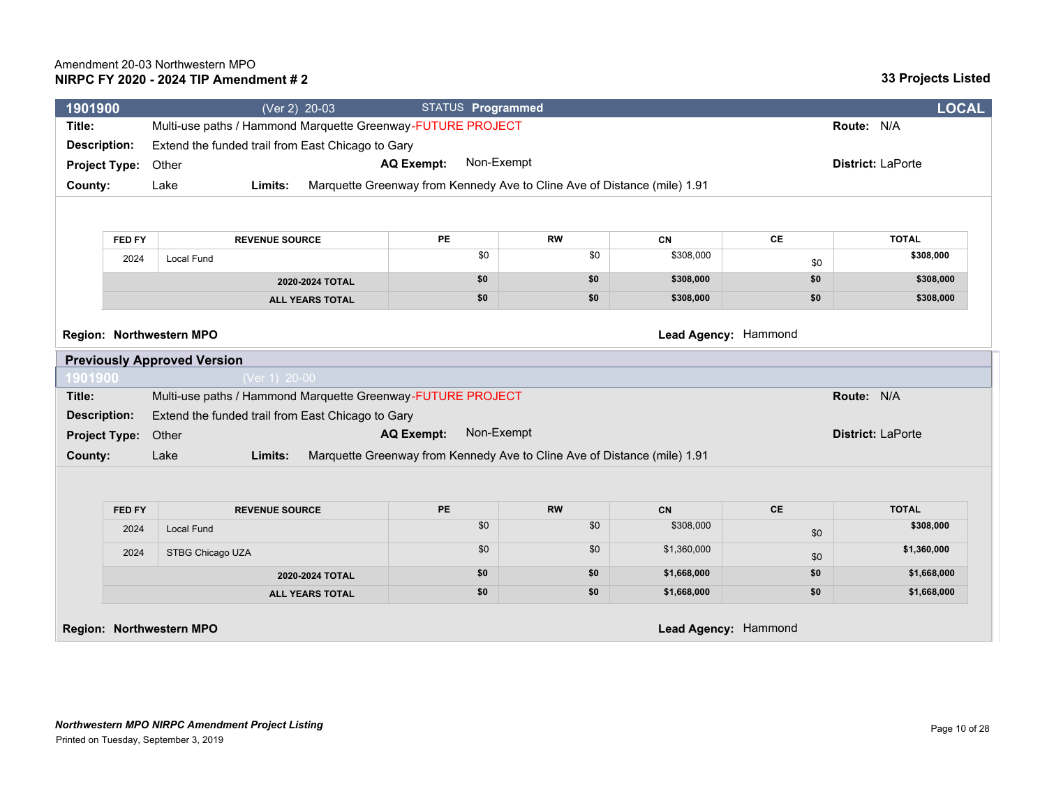Amendment 20-03 Northwestern MPO
**NIRPC FY 2020 - 2024 TIP Amendment # 2**

**33 Projects Listed**

## 1901900 (Ver 2) 20-03 STATUS **Programmed** **LOCAL**

**Title:** Multi-use paths / Hammond Marquette Greenway-FUTURE PROJECT **Route:** N/A

**Description:** Extend the funded trail from East Chicago to Gary

**Project Type:** Other **AQ Exempt:** Non-Exempt **District:** LaPorte

**County:** Lake **Limits:** Marquette Greenway from Kennedy Ave to Cline Ave of Distance (mile) 1.91

| FED FY | REVENUE SOURCE | PE | RW | CN | CE | TOTAL |
|---|---|---|---|---|---|---|
| 2024 | Local Fund | $0 | $0 | $308,000 | $0 | **$308,000** |
| | **2020-2024 TOTAL** | **$0** | **$0** | **$308,000** | **$0** | **$308,000** |
| | **ALL YEARS TOTAL** | **$0** | **$0** | **$308,000** | **$0** | **$308,000** |

**Region: Northwestern MPO** **Lead Agency:** Hammond

### Previously Approved Version

## 1901900 (Ver 1) 20-00

**Title:** Multi-use paths / Hammond Marquette Greenway-FUTURE PROJECT **Route:** N/A

**Description:** Extend the funded trail from East Chicago to Gary

**Project Type:** Other **AQ Exempt:** Non-Exempt **District:** LaPorte

**County:** Lake **Limits:** Marquette Greenway from Kennedy Ave to Cline Ave of Distance (mile) 1.91

| FED FY | REVENUE SOURCE | PE | RW | CN | CE | TOTAL |
|---|---|---|---|---|---|---|
| 2024 | Local Fund | $0 | $0 | $308,000 | $0 | **$308,000** |
| 2024 | STBG Chicago UZA | $0 | $0 | $1,360,000 | $0 | **$1,360,000** |
| | **2020-2024 TOTAL** | **$0** | **$0** | **$1,668,000** | **$0** | **$1,668,000** |
| | **ALL YEARS TOTAL** | **$0** | **$0** | **$1,668,000** | **$0** | **$1,668,000** |

**Region: Northwestern MPO** **Lead Agency:** Hammond

***Northwestern MPO NIRPC Amendment Project Listing***
Printed on Tuesday, September 3, 2019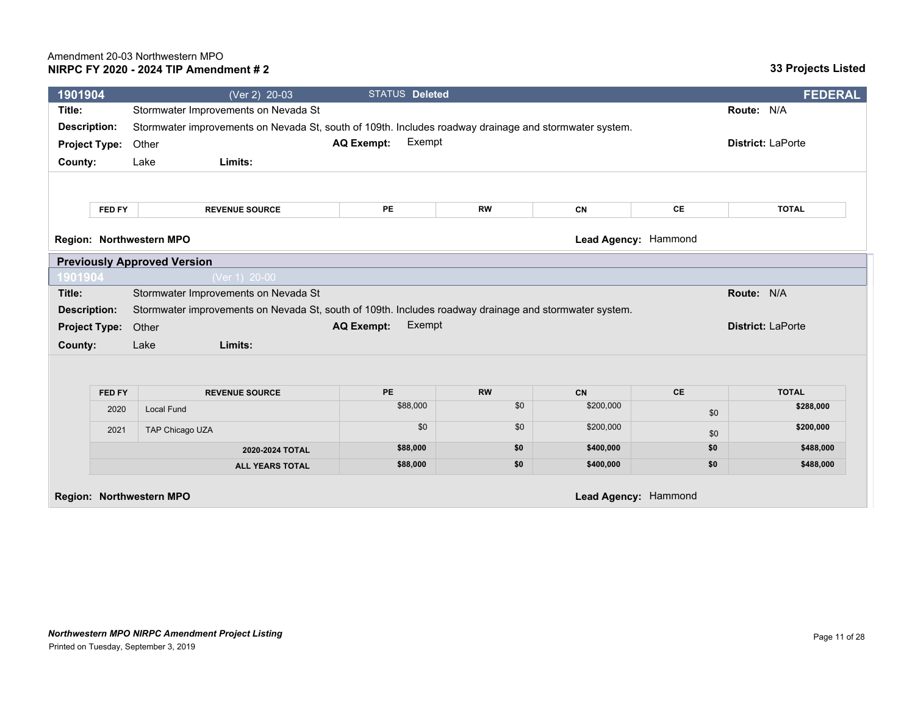Amendment 20-03 Northwestern MPO
**NIRPC FY 2020 - 2024 TIP Amendment # 2**

**33 Projects Listed**

**1901904** (Ver 2) 20-03 STATUS **Deleted** **FEDERAL**

**Title:** Stormwater Improvements on Nevada St **Route:** N/A

**Description:** Stormwater improvements on Nevada St, south of 109th. Includes roadway drainage and stormwater system.

**Project Type:** Other **AQ Exempt:** Exempt **District:** LaPorte

**County:** Lake **Limits:**

| FED FY | REVENUE SOURCE | PE | RW | CN | CE | TOTAL |
|---|---|---|---|---|---|---|

**Region: Northwestern MPO** **Lead Agency:** Hammond

## Previously Approved Version

**1901904** (Ver 1) 20-00

**Title:** Stormwater Improvements on Nevada St **Route:** N/A

**Description:** Stormwater improvements on Nevada St, south of 109th. Includes roadway drainage and stormwater system.

**Project Type:** Other **AQ Exempt:** Exempt **District:** LaPorte

**County:** Lake **Limits:**

| FED FY | REVENUE SOURCE | PE | RW | CN | CE | TOTAL |
|---|---|---|---|---|---|---|
| 2020 | Local Fund | $88,000 | $0 | $200,000 | $0 | $288,000 |
| 2021 | TAP Chicago UZA | $0 | $0 | $200,000 | $0 | $200,000 |
| | **2020-2024 TOTAL** | **$88,000** | **$0** | **$400,000** | **$0** | **$488,000** |
| | **ALL YEARS TOTAL** | **$88,000** | **$0** | **$400,000** | **$0** | **$488,000** |

**Region: Northwestern MPO** **Lead Agency:** Hammond

***Northwestern MPO NIRPC Amendment Project Listing***
Printed on Tuesday, September 3, 2019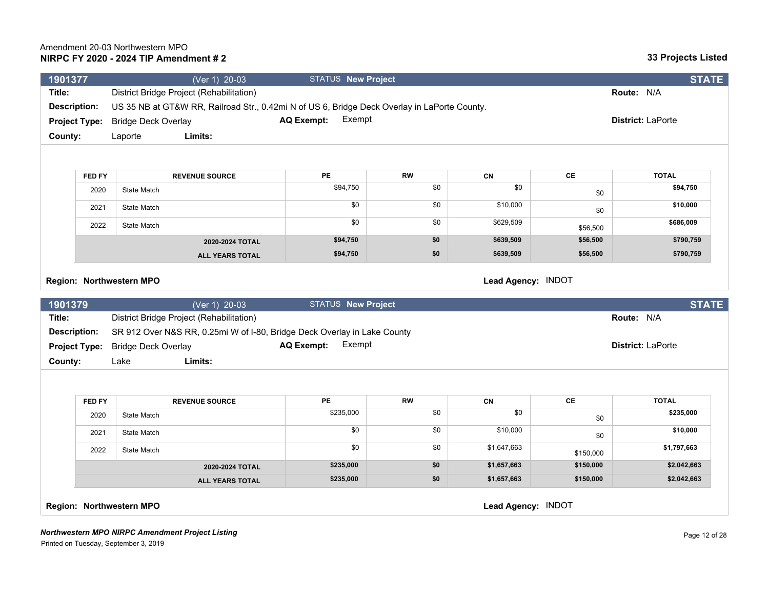Amendment 20-03 Northwestern MPO

**NIRPC FY 2020 - 2024 TIP Amendment # 2**

**33 Projects Listed**

## 1901377 — (Ver 1) 20-03 — STATUS **New Project** — **STATE**

**Title:** District Bridge Project (Rehabilitation)
**Route:** N/A

**Description:** US 35 NB at GT&W RR, Railroad Str., 0.42mi N of US 6, Bridge Deck Overlay in LaPorte County.

**Project Type:** Bridge Deck Overlay
**AQ Exempt:** Exempt
**District:** LaPorte

**County:** Laporte
**Limits:**

| FED FY | REVENUE SOURCE | PE | RW | CN | CE | TOTAL |
|---|---|---|---|---|---|---|
| 2020 | State Match | $94,750 | $0 | $0 | $0 | **$94,750** |
| 2021 | State Match | $0 | $0 | $10,000 | $0 | **$10,000** |
| 2022 | State Match | $0 | $0 | $629,509 | $56,500 | **$686,009** |
| | **2020-2024 TOTAL** | **$94,750** | **$0** | **$639,509** | **$56,500** | **$790,759** |
| | **ALL YEARS TOTAL** | **$94,750** | **$0** | **$639,509** | **$56,500** | **$790,759** |

**Region: Northwestern MPO**
**Lead Agency:** INDOT

## 1901379 — (Ver 1) 20-03 — STATUS **New Project** — **STATE**

**Title:** District Bridge Project (Rehabilitation)
**Route:** N/A

**Description:** SR 912 Over N&S RR, 0.25mi W of I-80, Bridge Deck Overlay in Lake County

**Project Type:** Bridge Deck Overlay
**AQ Exempt:** Exempt
**District:** LaPorte

**County:** Lake
**Limits:**

| FED FY | REVENUE SOURCE | PE | RW | CN | CE | TOTAL |
|---|---|---|---|---|---|---|
| 2020 | State Match | $235,000 | $0 | $0 | $0 | **$235,000** |
| 2021 | State Match | $0 | $0 | $10,000 | $0 | **$10,000** |
| 2022 | State Match | $0 | $0 | $1,647,663 | $150,000 | **$1,797,663** |
| | **2020-2024 TOTAL** | **$235,000** | **$0** | **$1,657,663** | **$150,000** | **$2,042,663** |
| | **ALL YEARS TOTAL** | **$235,000** | **$0** | **$1,657,663** | **$150,000** | **$2,042,663** |

**Region: Northwestern MPO**
**Lead Agency:** INDOT

*Northwestern MPO NIRPC Amendment Project Listing*
Printed on Tuesday, September 3, 2019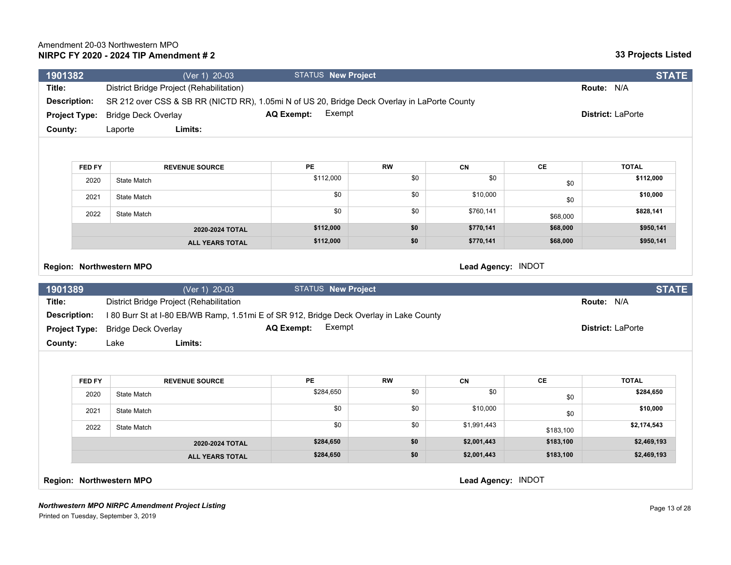Amendment 20-03 Northwestern MPO

**NIRPC FY 2020 - 2024 TIP Amendment # 2**

**33 Projects Listed**

## 1901382 (Ver 1) 20-03 STATUS **New Project** **STATE**

**Title:** District Bridge Project (Rehabilitation) **Route:** N/A

**Description:** SR 212 over CSS & SB RR (NICTD RR), 1.05mi N of US 20, Bridge Deck Overlay in LaPorte County

**Project Type:** Bridge Deck Overlay **AQ Exempt:** Exempt **District:** LaPorte

**County:** Laporte **Limits:**

| FED FY | REVENUE SOURCE | PE | RW | CN | CE | TOTAL |
|---|---|---|---|---|---|---|
| 2020 | State Match | $112,000 | $0 | $0 | $0 | **$112,000** |
| 2021 | State Match | $0 | $0 | $10,000 | $0 | **$10,000** |
| 2022 | State Match | $0 | $0 | $760,141 | $68,000 | **$828,141** |
| | **2020-2024 TOTAL** | **$112,000** | **$0** | **$770,141** | **$68,000** | **$950,141** |
| | **ALL YEARS TOTAL** | **$112,000** | **$0** | **$770,141** | **$68,000** | **$950,141** |

**Region: Northwestern MPO** **Lead Agency:** INDOT

## 1901389 (Ver 1) 20-03 STATUS **New Project** **STATE**

**Title:** District Bridge Project (Rehabilitation **Route:** N/A

**Description:** I 80 Burr St at I-80 EB/WB Ramp, 1.51mi E of SR 912, Bridge Deck Overlay in Lake County

**Project Type:** Bridge Deck Overlay **AQ Exempt:** Exempt **District:** LaPorte

**County:** Lake **Limits:**

| FED FY | REVENUE SOURCE | PE | RW | CN | CE | TOTAL |
|---|---|---|---|---|---|---|
| 2020 | State Match | $284,650 | $0 | $0 | $0 | **$284,650** |
| 2021 | State Match | $0 | $0 | $10,000 | $0 | **$10,000** |
| 2022 | State Match | $0 | $0 | $1,991,443 | $183,100 | **$2,174,543** |
| | **2020-2024 TOTAL** | **$284,650** | **$0** | **$2,001,443** | **$183,100** | **$2,469,193** |
| | **ALL YEARS TOTAL** | **$284,650** | **$0** | **$2,001,443** | **$183,100** | **$2,469,193** |

**Region: Northwestern MPO** **Lead Agency:** INDOT

***Northwestern MPO NIRPC Amendment Project Listing***

Printed on Tuesday, September 3, 2019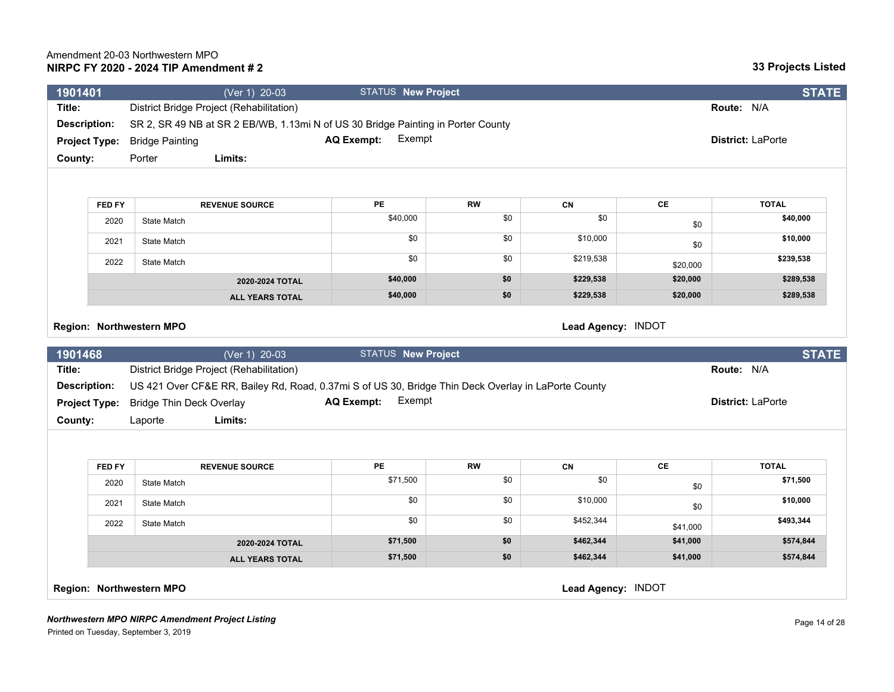Amendment 20-03 Northwestern MPO
**NIRPC FY 2020 - 2024 TIP Amendment # 2**

**33 Projects Listed**

## 1901401 (Ver 1) 20-03 STATUS **New Project** **STATE**

**Title:** District Bridge Project (Rehabilitation) **Route:** N/A

**Description:** SR 2, SR 49 NB at SR 2 EB/WB, 1.13mi N of US 30 Bridge Painting in Porter County

**Project Type:** Bridge Painting **AQ Exempt:** Exempt **District:** LaPorte

**County:** Porter **Limits:**

| FED FY | REVENUE SOURCE | PE | RW | CN | CE | TOTAL |
|---|---|---|---|---|---|---|
| 2020 | State Match | $40,000 | $0 | $0 | $0 | **$40,000** |
| 2021 | State Match | $0 | $0 | $10,000 | $0 | **$10,000** |
| 2022 | State Match | $0 | $0 | $219,538 | $20,000 | **$239,538** |
| | **2020-2024 TOTAL** | **$40,000** | **$0** | **$229,538** | **$20,000** | **$289,538** |
| | **ALL YEARS TOTAL** | **$40,000** | **$0** | **$229,538** | **$20,000** | **$289,538** |

**Region: Northwestern MPO** **Lead Agency:** INDOT

## 1901468 (Ver 1) 20-03 STATUS **New Project** **STATE**

**Title:** District Bridge Project (Rehabilitation) **Route:** N/A

**Description:** US 421 Over CF&E RR, Bailey Rd, Road, 0.37mi S of US 30, Bridge Thin Deck Overlay in LaPorte County

**Project Type:** Bridge Thin Deck Overlay **AQ Exempt:** Exempt **District:** LaPorte

**County:** Laporte **Limits:**

| FED FY | REVENUE SOURCE | PE | RW | CN | CE | TOTAL |
|---|---|---|---|---|---|---|
| 2020 | State Match | $71,500 | $0 | $0 | $0 | **$71,500** |
| 2021 | State Match | $0 | $0 | $10,000 | $0 | **$10,000** |
| 2022 | State Match | $0 | $0 | $452,344 | $41,000 | **$493,344** |
| | **2020-2024 TOTAL** | **$71,500** | **$0** | **$462,344** | **$41,000** | **$574,844** |
| | **ALL YEARS TOTAL** | **$71,500** | **$0** | **$462,344** | **$41,000** | **$574,844** |

**Region: Northwestern MPO** **Lead Agency:** INDOT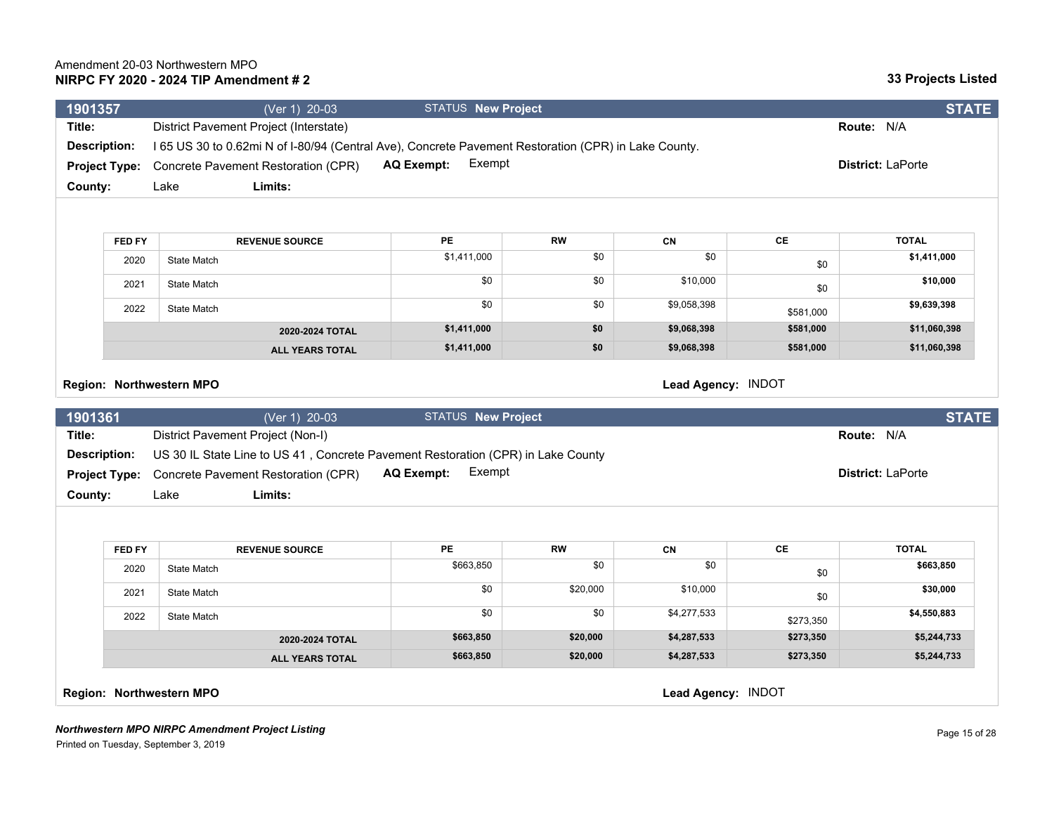Amendment 20-03 Northwestern MPO
**NIRPC FY 2020 - 2024 TIP Amendment # 2**

**33 Projects Listed**

## 1901357 (Ver 1) 20-03 STATUS New Project STATE

**Title:** District Pavement Project (Interstate) **Route:** N/A

**Description:** I 65 US 30 to 0.62mi N of I-80/94 (Central Ave), Concrete Pavement Restoration (CPR) in Lake County.

**Project Type:** Concrete Pavement Restoration (CPR) **AQ Exempt:** Exempt **District:** LaPorte

**County:** Lake **Limits:**

| FED FY | REVENUE SOURCE | PE | RW | CN | CE | TOTAL |
|---|---|---|---|---|---|---|
| 2020 | State Match | $1,411,000 | $0 | $0 | $0 | **$1,411,000** |
| 2021 | State Match | $0 | $0 | $10,000 | $0 | **$10,000** |
| 2022 | State Match | $0 | $0 | $9,058,398 | $581,000 | **$9,639,398** |
| | **2020-2024 TOTAL** | **$1,411,000** | **$0** | **$9,068,398** | **$581,000** | **$11,060,398** |
| | **ALL YEARS TOTAL** | **$1,411,000** | **$0** | **$9,068,398** | **$581,000** | **$11,060,398** |

**Region: Northwestern MPO** **Lead Agency:** INDOT

## 1901361 (Ver 1) 20-03 STATUS New Project STATE

**Title:** District Pavement Project (Non-I) **Route:** N/A

**Description:** US 30 IL State Line to US 41 , Concrete Pavement Restoration (CPR) in Lake County

**Project Type:** Concrete Pavement Restoration (CPR) **AQ Exempt:** Exempt **District:** LaPorte

**County:** Lake **Limits:**

| FED FY | REVENUE SOURCE | PE | RW | CN | CE | TOTAL |
|---|---|---|---|---|---|---|
| 2020 | State Match | $663,850 | $0 | $0 | $0 | **$663,850** |
| 2021 | State Match | $0 | $20,000 | $10,000 | $0 | **$30,000** |
| 2022 | State Match | $0 | $0 | $4,277,533 | $273,350 | **$4,550,883** |
| | **2020-2024 TOTAL** | **$663,850** | **$20,000** | **$4,287,533** | **$273,350** | **$5,244,733** |
| | **ALL YEARS TOTAL** | **$663,850** | **$20,000** | **$4,287,533** | **$273,350** | **$5,244,733** |

**Region: Northwestern MPO** **Lead Agency:** INDOT

*Northwestern MPO NIRPC Amendment Project Listing*
Printed on Tuesday, September 3, 2019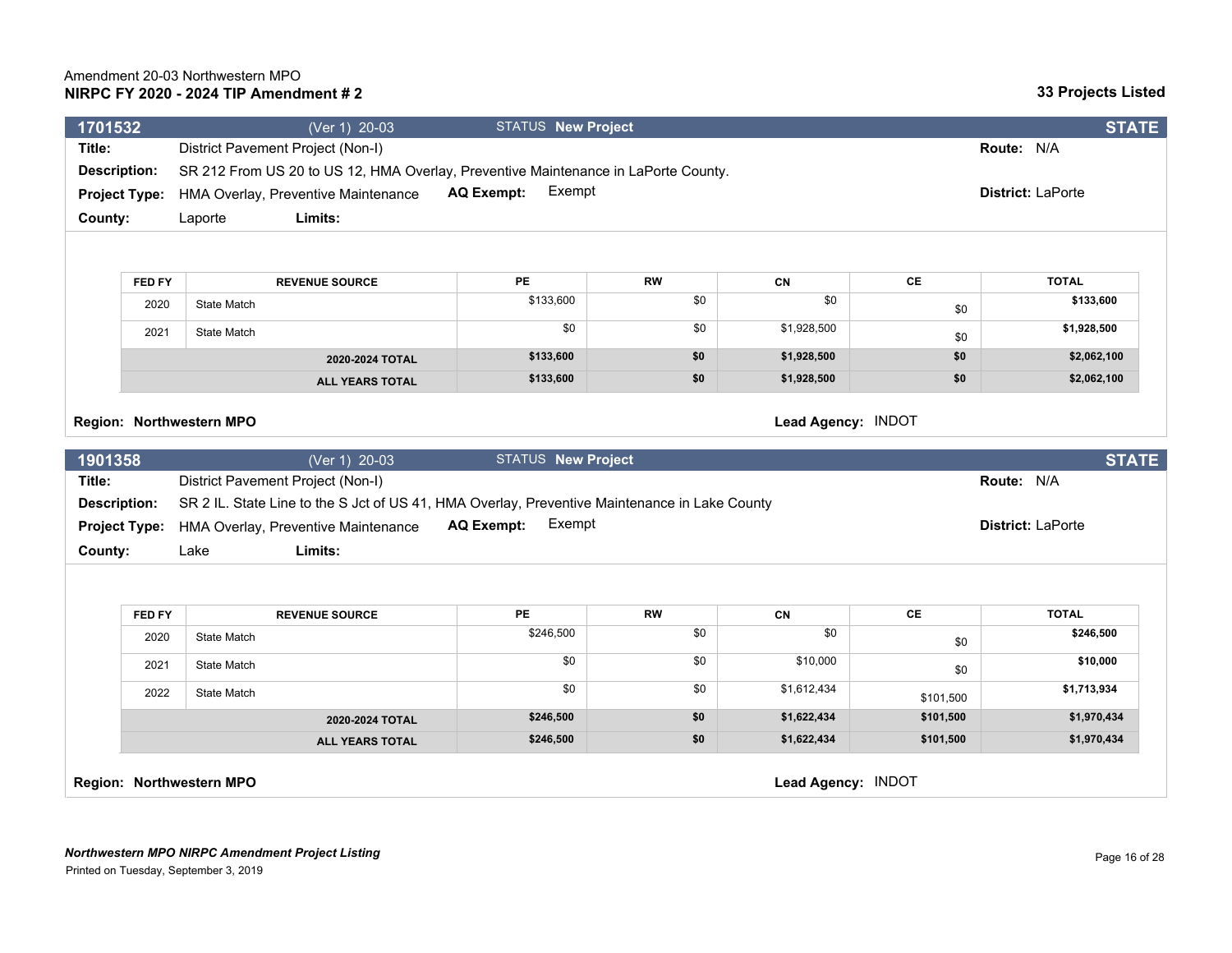Amendment 20-03 Northwestern MPO

**NIRPC FY 2020 - 2024 TIP Amendment # 2**

**33 Projects Listed**

## 1701532 (Ver 1) 20-03 STATUS **New Project** STATE

**Title:** District Pavement Project (Non-I) **Route:** N/A

**Description:** SR 212 From US 20 to US 12, HMA Overlay, Preventive Maintenance in LaPorte County.

**Project Type:** HMA Overlay, Preventive Maintenance **AQ Exempt:** Exempt **District:** LaPorte

**County:** Laporte **Limits:**

| FED FY | REVENUE SOURCE | PE | RW | CN | CE | TOTAL |
|---|---|---|---|---|---|---|
| 2020 | State Match | $133,600 | $0 | $0 | $0 | **$133,600** |
| 2021 | State Match | $0 | $0 | $1,928,500 | $0 | **$1,928,500** |
| | **2020-2024 TOTAL** | **$133,600** | **$0** | **$1,928,500** | **$0** | **$2,062,100** |
| | **ALL YEARS TOTAL** | **$133,600** | **$0** | **$1,928,500** | **$0** | **$2,062,100** |

**Region: Northwestern MPO** **Lead Agency:** INDOT

## 1901358 (Ver 1) 20-03 STATUS **New Project** STATE

**Title:** District Pavement Project (Non-I) **Route:** N/A

**Description:** SR 2 IL. State Line to the S Jct of US 41, HMA Overlay, Preventive Maintenance in Lake County

**Project Type:** HMA Overlay, Preventive Maintenance **AQ Exempt:** Exempt **District:** LaPorte

**County:** Lake **Limits:**

| FED FY | REVENUE SOURCE | PE | RW | CN | CE | TOTAL |
|---|---|---|---|---|---|---|
| 2020 | State Match | $246,500 | $0 | $0 | $0 | **$246,500** |
| 2021 | State Match | $0 | $0 | $10,000 | $0 | **$10,000** |
| 2022 | State Match | $0 | $0 | $1,612,434 | $101,500 | **$1,713,934** |
| | **2020-2024 TOTAL** | **$246,500** | **$0** | **$1,622,434** | **$101,500** | **$1,970,434** |
| | **ALL YEARS TOTAL** | **$246,500** | **$0** | **$1,622,434** | **$101,500** | **$1,970,434** |

**Region: Northwestern MPO** **Lead Agency:** INDOT

***Northwestern MPO NIRPC Amendment Project Listing***

Printed on Tuesday, September 3, 2019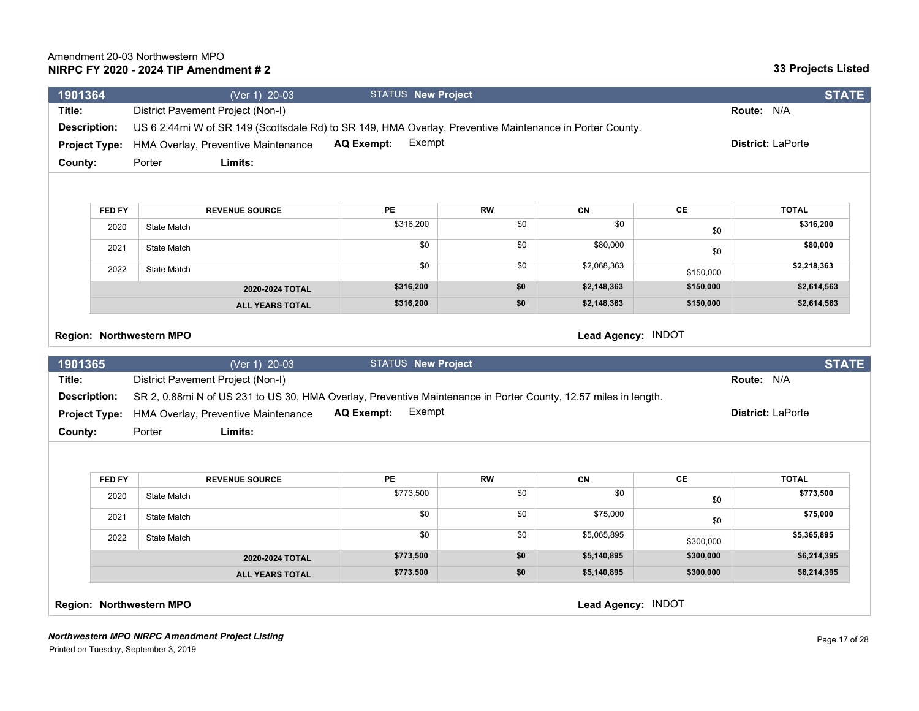Amendment 20-03 Northwestern MPO
**NIRPC FY 2020 - 2024 TIP Amendment # 2**

**33 Projects Listed**

## 1901364 (Ver 1) 20-03 STATUS **New Project** STATE

**Title:** District Pavement Project (Non-I) **Route:** N/A

**Description:** US 6 2.44mi W of SR 149 (Scottsdale Rd) to SR 149, HMA Overlay, Preventive Maintenance in Porter County.

**Project Type:** HMA Overlay, Preventive Maintenance **AQ Exempt:** Exempt **District:** LaPorte

**County:** Porter **Limits:**

| FED FY | REVENUE SOURCE | PE | RW | CN | CE | TOTAL |
|---|---|---|---|---|---|---|
| 2020 | State Match | $316,200 | $0 | $0 | $0 | **$316,200** |
| 2021 | State Match | $0 | $0 | $80,000 | $0 | **$80,000** |
| 2022 | State Match | $0 | $0 | $2,068,363 | $150,000 | **$2,218,363** |
| | **2020-2024 TOTAL** | **$316,200** | **$0** | **$2,148,363** | **$150,000** | **$2,614,563** |
| | **ALL YEARS TOTAL** | **$316,200** | **$0** | **$2,148,363** | **$150,000** | **$2,614,563** |

**Region: Northwestern MPO** **Lead Agency:** INDOT

## 1901365 (Ver 1) 20-03 STATUS **New Project** STATE

**Title:** District Pavement Project (Non-I) **Route:** N/A

**Description:** SR 2, 0.88mi N of US 231 to US 30, HMA Overlay, Preventive Maintenance in Porter County, 12.57 miles in length.

**Project Type:** HMA Overlay, Preventive Maintenance **AQ Exempt:** Exempt **District:** LaPorte

**County:** Porter **Limits:**

| FED FY | REVENUE SOURCE | PE | RW | CN | CE | TOTAL |
|---|---|---|---|---|---|---|
| 2020 | State Match | $773,500 | $0 | $0 | $0 | **$773,500** |
| 2021 | State Match | $0 | $0 | $75,000 | $0 | **$75,000** |
| 2022 | State Match | $0 | $0 | $5,065,895 | $300,000 | **$5,365,895** |
| | **2020-2024 TOTAL** | **$773,500** | **$0** | **$5,140,895** | **$300,000** | **$6,214,395** |
| | **ALL YEARS TOTAL** | **$773,500** | **$0** | **$5,140,895** | **$300,000** | **$6,214,395** |

**Region: Northwestern MPO** **Lead Agency:** INDOT

*Northwestern MPO NIRPC Amendment Project Listing*
Printed on Tuesday, September 3, 2019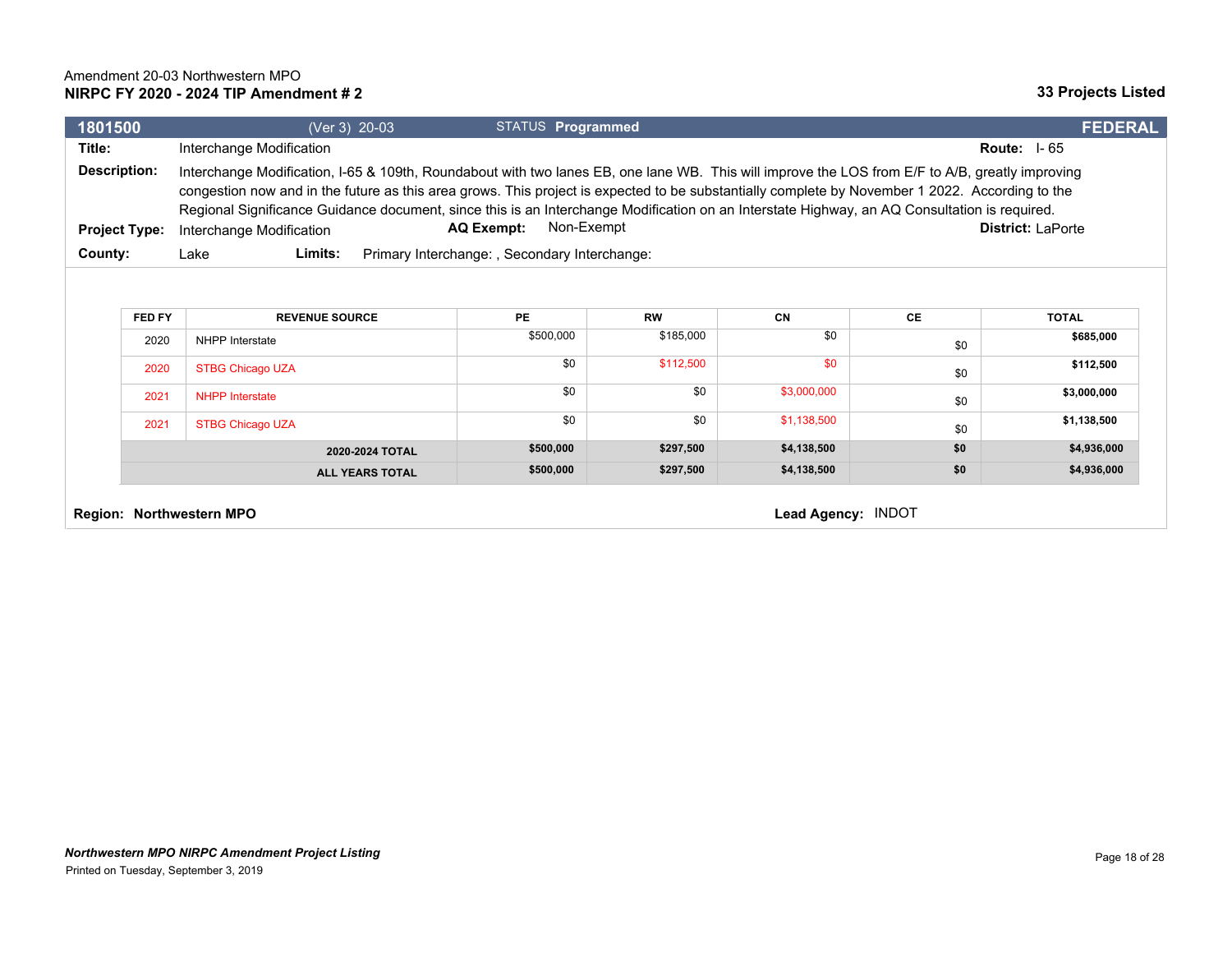Amendment 20-03 Northwestern MPO

**NIRPC FY 2020 - 2024 TIP Amendment # 2**

**33 Projects Listed**

| **1801500** | (Ver 3) 20-03 | STATUS **Programmed** | **FEDERAL** |
|---|---|---|---|

**Title:** Interchange Modification **Route:** I- 65

**Description:** Interchange Modification, I-65 & 109th, Roundabout with two lanes EB, one lane WB. This will improve the LOS from E/F to A/B, greatly improving congestion now and in the future as this area grows. This project is expected to be substantially complete by November 1 2022. According to the Regional Significance Guidance document, since this is an Interchange Modification on an Interstate Highway, an AQ Consultation is required.

**Project Type:** Interchange Modification **AQ Exempt:** Non-Exempt **District:** LaPorte

**County:** Lake **Limits:** Primary Interchange: , Secondary Interchange:

| FED FY | REVENUE SOURCE | PE | RW | CN | CE | TOTAL |
|---|---|---|---|---|---|---|
| 2020 | NHPP Interstate | $500,000 | $185,000 | $0 | $0 | **$685,000** |
| 2020 | STBG Chicago UZA | $0 | $112,500 | $0 | $0 | **$112,500** |
| 2021 | NHPP Interstate | $0 | $0 | $3,000,000 | $0 | **$3,000,000** |
| 2021 | STBG Chicago UZA | $0 | $0 | $1,138,500 | $0 | **$1,138,500** |
| | **2020-2024 TOTAL** | **$500,000** | **$297,500** | **$4,138,500** | **$0** | **$4,936,000** |
| | **ALL YEARS TOTAL** | **$500,000** | **$297,500** | **$4,138,500** | **$0** | **$4,936,000** |

**Region: Northwestern MPO** **Lead Agency:** INDOT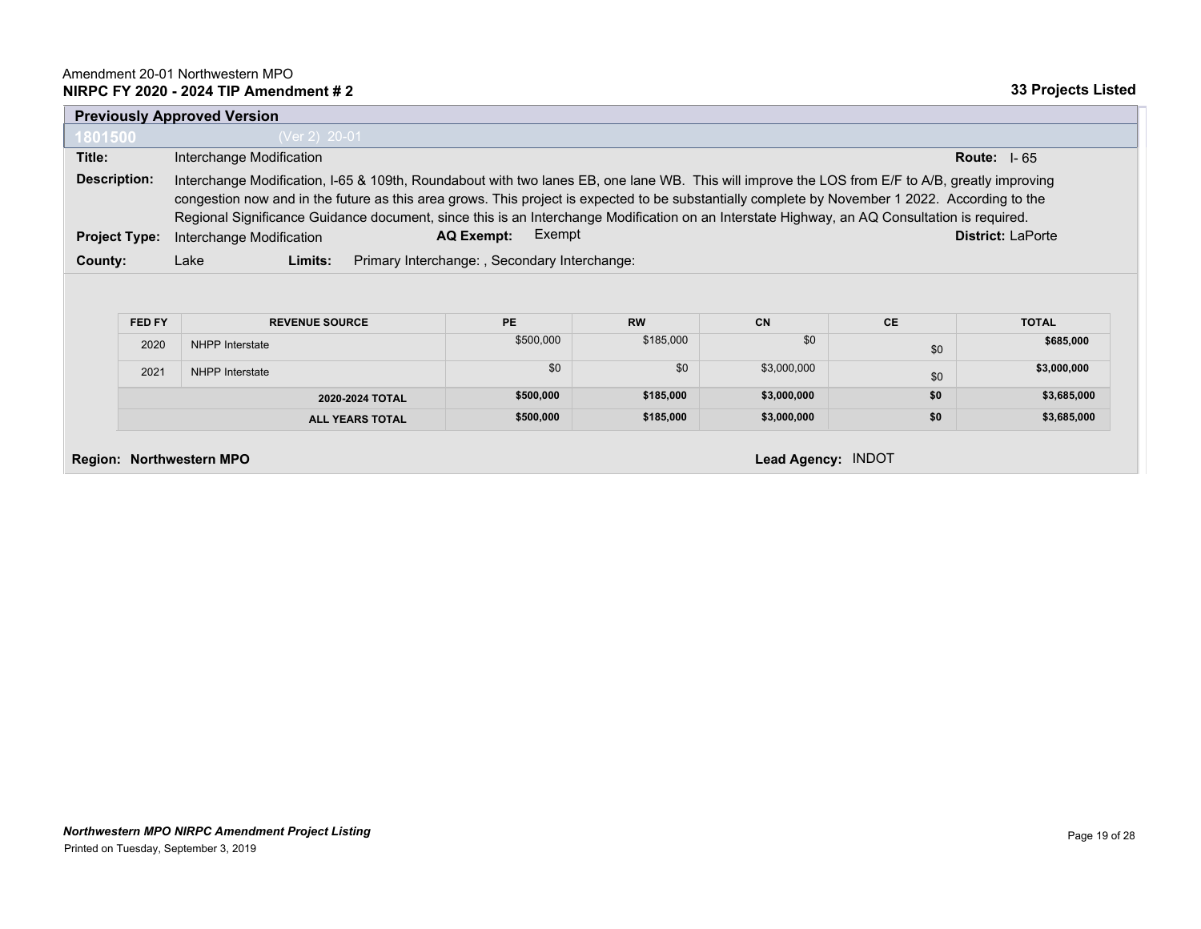Amendment 20-01 Northwestern MPO
**NIRPC FY 2020 - 2024 TIP Amendment # 2**

**33 Projects Listed**

**Previously Approved Version**

**1801500** (Ver 2) 20-01

**Title:** Interchange Modification **Route:** I- 65

**Description:** Interchange Modification, I-65 & 109th, Roundabout with two lanes EB, one lane WB. This will improve the LOS from E/F to A/B, greatly improving congestion now and in the future as this area grows. This project is expected to be substantially complete by November 1 2022. According to the Regional Significance Guidance document, since this is an Interchange Modification on an Interstate Highway, an AQ Consultation is required.

**Project Type:** Interchange Modification **AQ Exempt:** Exempt **District:** LaPorte

**County:** Lake **Limits:** Primary Interchange: , Secondary Interchange:

| FED FY | REVENUE SOURCE | PE | RW | CN | CE | TOTAL |
|---|---|---|---|---|---|---|
| 2020 | NHPP Interstate | $500,000 | $185,000 | $0 | $0 | **$685,000** |
| 2021 | NHPP Interstate | $0 | $0 | $3,000,000 | $0 | **$3,000,000** |
| | **2020-2024 TOTAL** | **$500,000** | **$185,000** | **$3,000,000** | **$0** | **$3,685,000** |
| | **ALL YEARS TOTAL** | **$500,000** | **$185,000** | **$3,000,000** | **$0** | **$3,685,000** |

**Region: Northwestern MPO** **Lead Agency:** INDOT

***Northwestern MPO NIRPC Amendment Project Listing***
Printed on Tuesday, September 3, 2019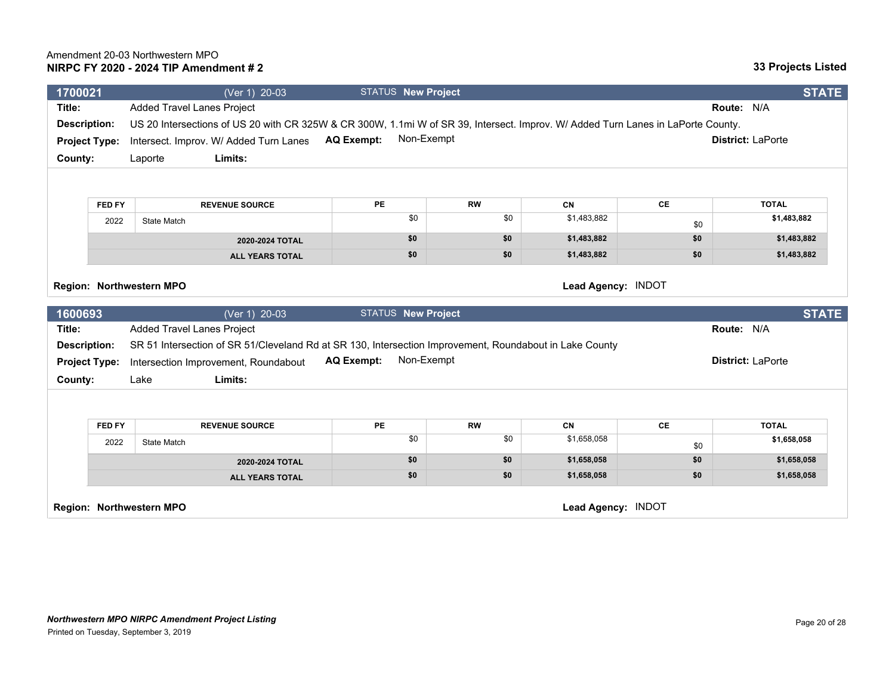Amendment 20-03 Northwestern MPO
**NIRPC FY 2020 - 2024 TIP Amendment # 2** **33 Projects Listed**

## 1700021 (Ver 1) 20-03 STATUS **New Project** **STATE**

**Title:** Added Travel Lanes Project **Route:** N/A

**Description:** US 20 Intersections of US 20 with CR 325W & CR 300W, 1.1mi W of SR 39, Intersect. Improv. W/ Added Turn Lanes in LaPorte County.

**Project Type:** Intersect. Improv. W/ Added Turn Lanes **AQ Exempt:** Non-Exempt **District:** LaPorte

**County:** Laporte **Limits:**

| FED FY | REVENUE SOURCE | PE | RW | CN | CE | TOTAL |
|---|---|---|---|---|---|---|
| 2022 | State Match | $0 | $0 | $1,483,882 | $0 | **$1,483,882** |
| | **2020-2024 TOTAL** | **$0** | **$0** | **$1,483,882** | **$0** | **$1,483,882** |
| | **ALL YEARS TOTAL** | **$0** | **$0** | **$1,483,882** | **$0** | **$1,483,882** |

**Region: Northwestern MPO** **Lead Agency:** INDOT

## 1600693 (Ver 1) 20-03 STATUS **New Project** **STATE**

**Title:** Added Travel Lanes Project **Route:** N/A

**Description:** SR 51 Intersection of SR 51/Cleveland Rd at SR 130, Intersection Improvement, Roundabout in Lake County

**Project Type:** Intersection Improvement, Roundabout **AQ Exempt:** Non-Exempt **District:** LaPorte

**County:** Lake **Limits:**

| FED FY | REVENUE SOURCE | PE | RW | CN | CE | TOTAL |
|---|---|---|---|---|---|---|
| 2022 | State Match | $0 | $0 | $1,658,058 | $0 | **$1,658,058** |
| | **2020-2024 TOTAL** | **$0** | **$0** | **$1,658,058** | **$0** | **$1,658,058** |
| | **ALL YEARS TOTAL** | **$0** | **$0** | **$1,658,058** | **$0** | **$1,658,058** |

**Region: Northwestern MPO** **Lead Agency:** INDOT

*Northwestern MPO NIRPC Amendment Project Listing*
Printed on Tuesday, September 3, 2019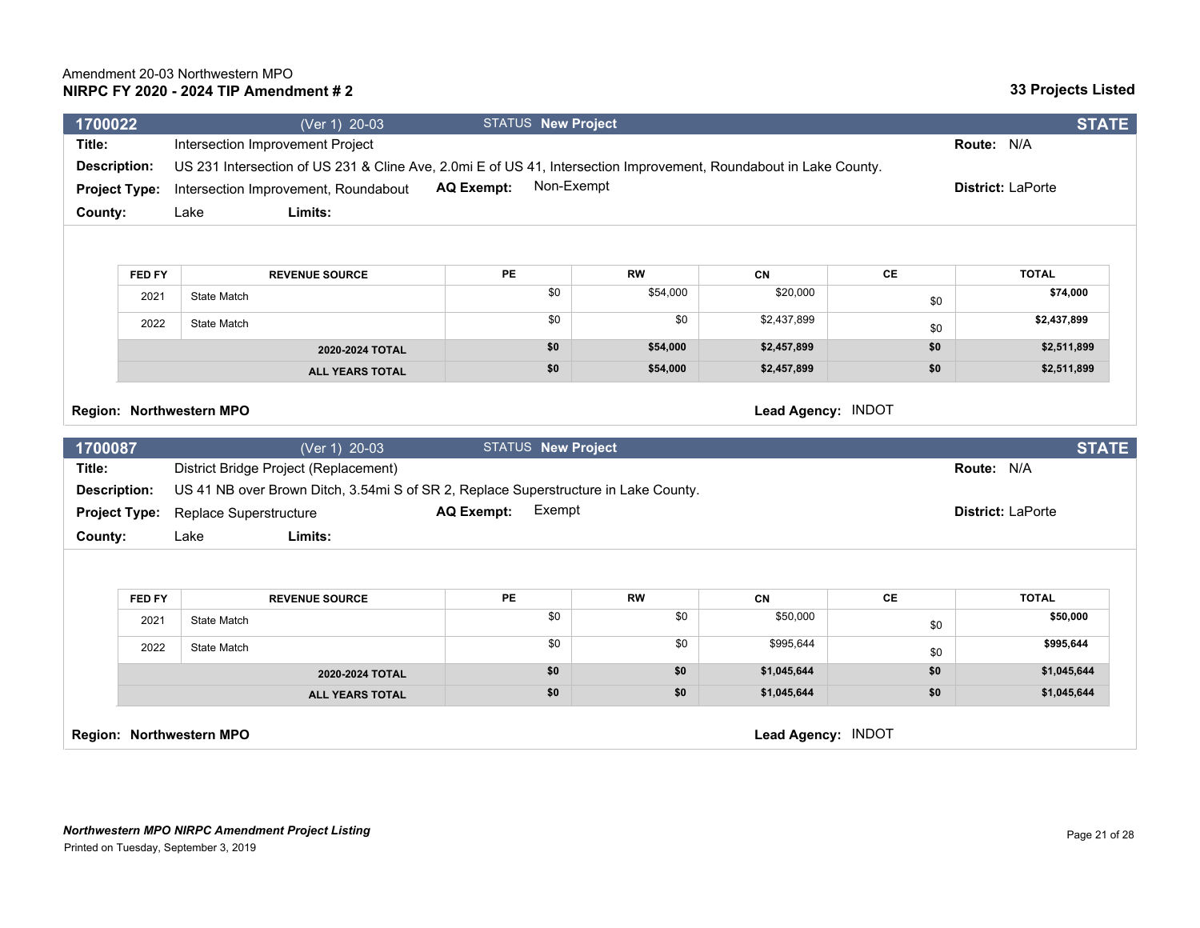Amendment 20-03 Northwestern MPO
**NIRPC FY 2020 - 2024 TIP Amendment # 2**

**33 Projects Listed**

## 1700022 (Ver 1) 20-03 STATUS **New Project** — STATE

**Title:** Intersection Improvement Project
**Route:** N/A
**Description:** US 231 Intersection of US 231 & Cline Ave, 2.0mi E of US 41, Intersection Improvement, Roundabout in Lake County.
**Project Type:** Intersection Improvement, Roundabout **AQ Exempt:** Non-Exempt
**District:** LaPorte
**County:** Lake **Limits:**

| FED FY | REVENUE SOURCE | PE | RW | CN | CE | TOTAL |
|---|---|---|---|---|---|---|
| 2021 | State Match | $0 | $54,000 | $20,000 | $0 | **$74,000** |
| 2022 | State Match | $0 | $0 | $2,437,899 | $0 | **$2,437,899** |
| | **2020-2024 TOTAL** | **$0** | **$54,000** | **$2,457,899** | **$0** | **$2,511,899** |
| | **ALL YEARS TOTAL** | **$0** | **$54,000** | **$2,457,899** | **$0** | **$2,511,899** |

**Region: Northwestern MPO**
**Lead Agency:** INDOT

## 1700087 (Ver 1) 20-03 STATUS **New Project** — STATE

**Title:** District Bridge Project (Replacement)
**Route:** N/A
**Description:** US 41 NB over Brown Ditch, 3.54mi S of SR 2, Replace Superstructure in Lake County.
**Project Type:** Replace Superstructure **AQ Exempt:** Exempt
**District:** LaPorte
**County:** Lake **Limits:**

| FED FY | REVENUE SOURCE | PE | RW | CN | CE | TOTAL |
|---|---|---|---|---|---|---|
| 2021 | State Match | $0 | $0 | $50,000 | $0 | **$50,000** |
| 2022 | State Match | $0 | $0 | $995,644 | $0 | **$995,644** |
| | **2020-2024 TOTAL** | **$0** | **$0** | **$1,045,644** | **$0** | **$1,045,644** |
| | **ALL YEARS TOTAL** | **$0** | **$0** | **$1,045,644** | **$0** | **$1,045,644** |

**Region: Northwestern MPO**
**Lead Agency:** INDOT

***Northwestern MPO NIRPC Amendment Project Listing***
Printed on Tuesday, September 3, 2019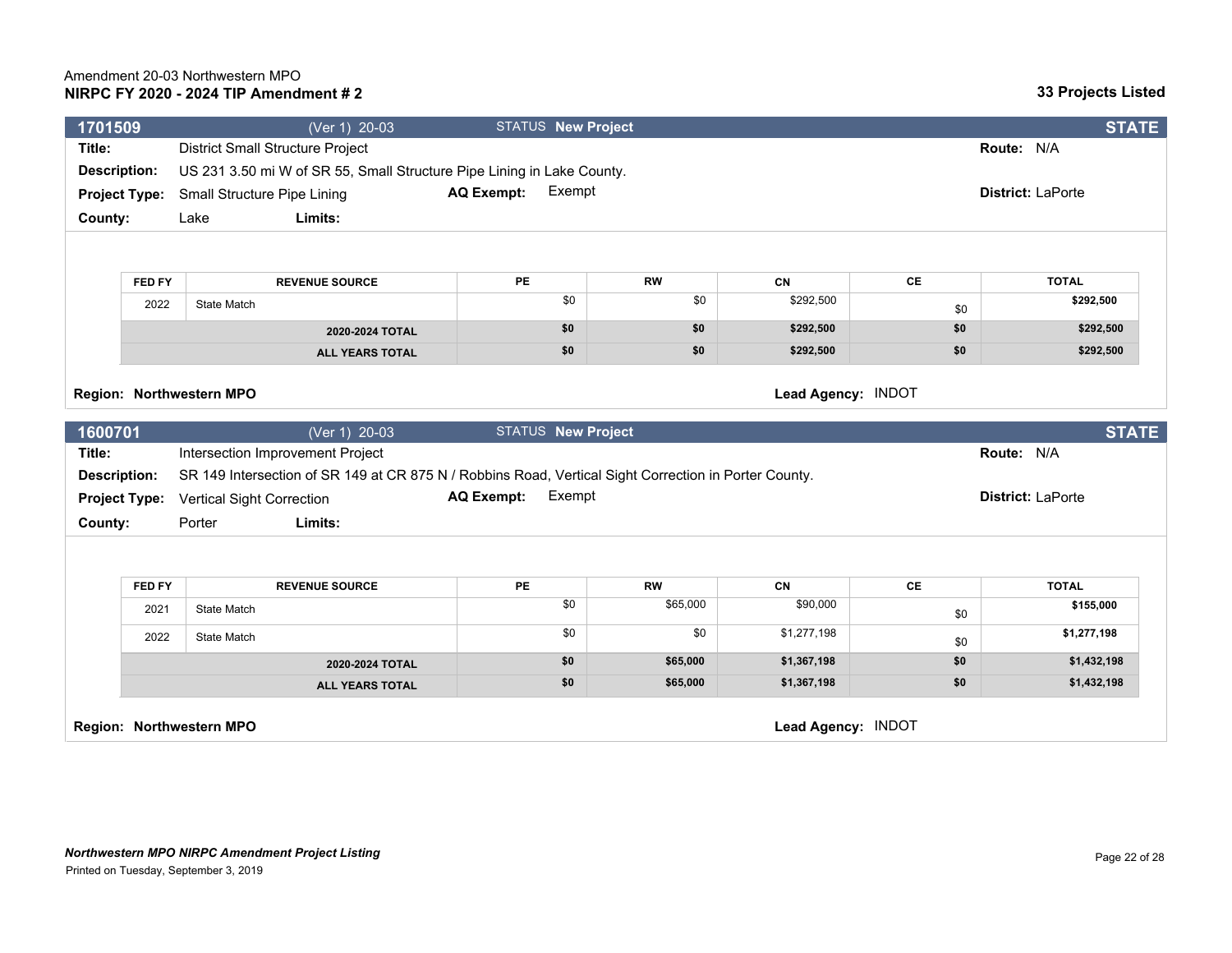Amendment 20-03 Northwestern MPO

**NIRPC FY 2020 - 2024 TIP Amendment # 2**

**33 Projects Listed**

## 1701509 (Ver 1) 20-03 STATUS New Project — STATE

**Title:** District Small Structure Project

**Route:** N/A

**Description:** US 231 3.50 mi W of SR 55, Small Structure Pipe Lining in Lake County.

**Project Type:** Small Structure Pipe Lining

**AQ Exempt:** Exempt

**District:** LaPorte

**County:** Lake

**Limits:**

| FED FY | REVENUE SOURCE | PE | RW | CN | CE | TOTAL |
|---|---|---|---|---|---|---|
| 2022 | State Match | $0 | $0 | $292,500 | $0 | **$292,500** |
| | **2020-2024 TOTAL** | **$0** | **$0** | **$292,500** | **$0** | **$292,500** |
| | **ALL YEARS TOTAL** | **$0** | **$0** | **$292,500** | **$0** | **$292,500** |

**Region: Northwestern MPO**

**Lead Agency:** INDOT

## 1600701 (Ver 1) 20-03 STATUS New Project — STATE

**Title:** Intersection Improvement Project

**Route:** N/A

**Description:** SR 149 Intersection of SR 149 at CR 875 N / Robbins Road, Vertical Sight Correction in Porter County.

**Project Type:** Vertical Sight Correction

**AQ Exempt:** Exempt

**District:** LaPorte

**County:** Porter

**Limits:**

| FED FY | REVENUE SOURCE | PE | RW | CN | CE | TOTAL |
|---|---|---|---|---|---|---|
| 2021 | State Match | $0 | $65,000 | $90,000 | $0 | **$155,000** |
| 2022 | State Match | $0 | $0 | $1,277,198 | $0 | **$1,277,198** |
| | **2020-2024 TOTAL** | **$0** | **$65,000** | **$1,367,198** | **$0** | **$1,432,198** |
| | **ALL YEARS TOTAL** | **$0** | **$65,000** | **$1,367,198** | **$0** | **$1,432,198** |

**Region: Northwestern MPO**

**Lead Agency:** INDOT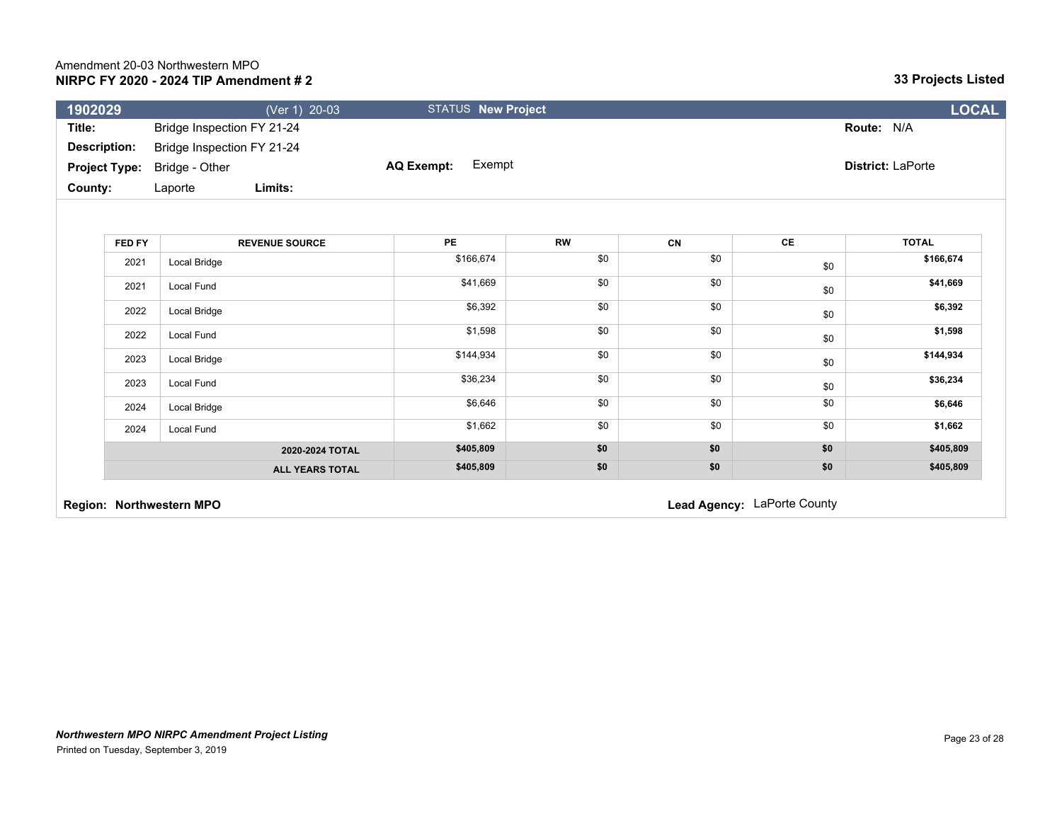Amendment 20-03 Northwestern MPO

**NIRPC FY 2020 - 2024 TIP Amendment # 2**

**33 Projects Listed**

**1902029** (Ver 1) 20-03 STATUS **New Project** **LOCAL**

**Title:** Bridge Inspection FY 21-24 **Route:** N/A

**Description:** Bridge Inspection FY 21-24

**Project Type:** Bridge - Other **AQ Exempt:** Exempt **District:** LaPorte

**County:** Laporte **Limits:**

| FED FY | REVENUE SOURCE | PE | RW | CN | CE | TOTAL |
|---|---|---|---|---|---|---|
| 2021 | Local Bridge | $166,674 | $0 | $0 | $0 | **$166,674** |
| 2021 | Local Fund | $41,669 | $0 | $0 | $0 | **$41,669** |
| 2022 | Local Bridge | $6,392 | $0 | $0 | $0 | **$6,392** |
| 2022 | Local Fund | $1,598 | $0 | $0 | $0 | **$1,598** |
| 2023 | Local Bridge | $144,934 | $0 | $0 | $0 | **$144,934** |
| 2023 | Local Fund | $36,234 | $0 | $0 | $0 | **$36,234** |
| 2024 | Local Bridge | $6,646 | $0 | $0 | $0 | **$6,646** |
| 2024 | Local Fund | $1,662 | $0 | $0 | $0 | **$1,662** |
| | **2020-2024 TOTAL** | **$405,809** | **$0** | **$0** | **$0** | **$405,809** |
| | **ALL YEARS TOTAL** | **$405,809** | **$0** | **$0** | **$0** | **$405,809** |

**Region:** **Northwestern MPO** **Lead Agency:** LaPorte County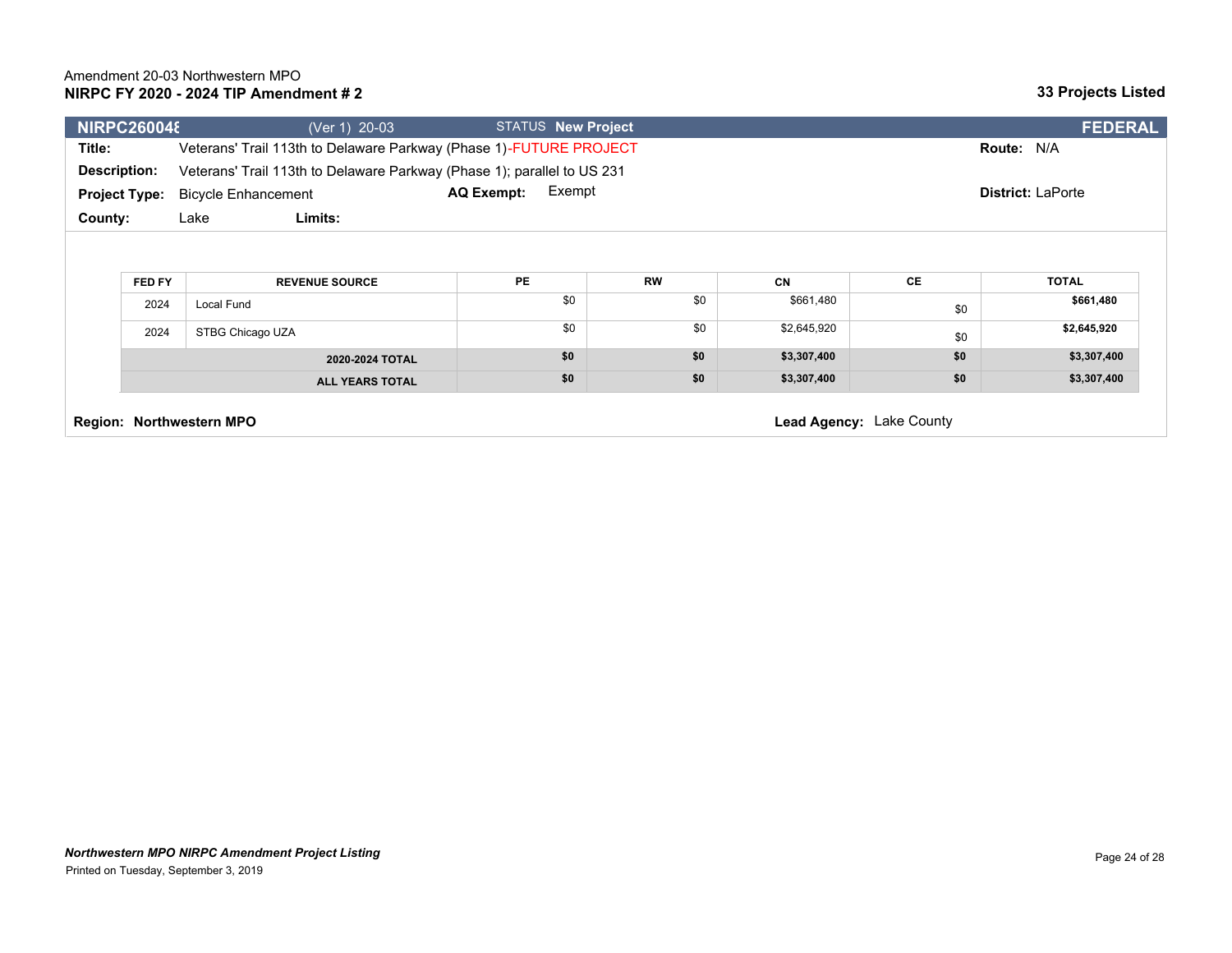Amendment 20-03 Northwestern MPO
**NIRPC FY 2020 - 2024 TIP Amendment # 2**

**33 Projects Listed**

**NIRPC26004８** (Ver 1) 20-03 STATUS **New Project** **FEDERAL**

**Title:** Veterans' Trail 113th to Delaware Parkway (Phase 1)-FUTURE PROJECT **Route:** N/A

**Description:** Veterans' Trail 113th to Delaware Parkway (Phase 1); parallel to US 231

**Project Type:** Bicycle Enhancement **AQ Exempt:** Exempt **District:** LaPorte

**County:** Lake **Limits:**

| FED FY | REVENUE SOURCE | PE | RW | CN | CE | TOTAL |
|---|---|---|---|---|---|---|
| 2024 | Local Fund | $0 | $0 | $661,480 | $0 | **$661,480** |
| 2024 | STBG Chicago UZA | $0 | $0 | $2,645,920 | $0 | **$2,645,920** |
| | **2020-2024 TOTAL** | **$0** | **$0** | **$3,307,400** | **$0** | **$3,307,400** |
| | **ALL YEARS TOTAL** | **$0** | **$0** | **$3,307,400** | **$0** | **$3,307,400** |

**Region: Northwestern MPO** **Lead Agency:** Lake County

***Northwestern MPO NIRPC Amendment Project Listing***
Printed on Tuesday, September 3, 2019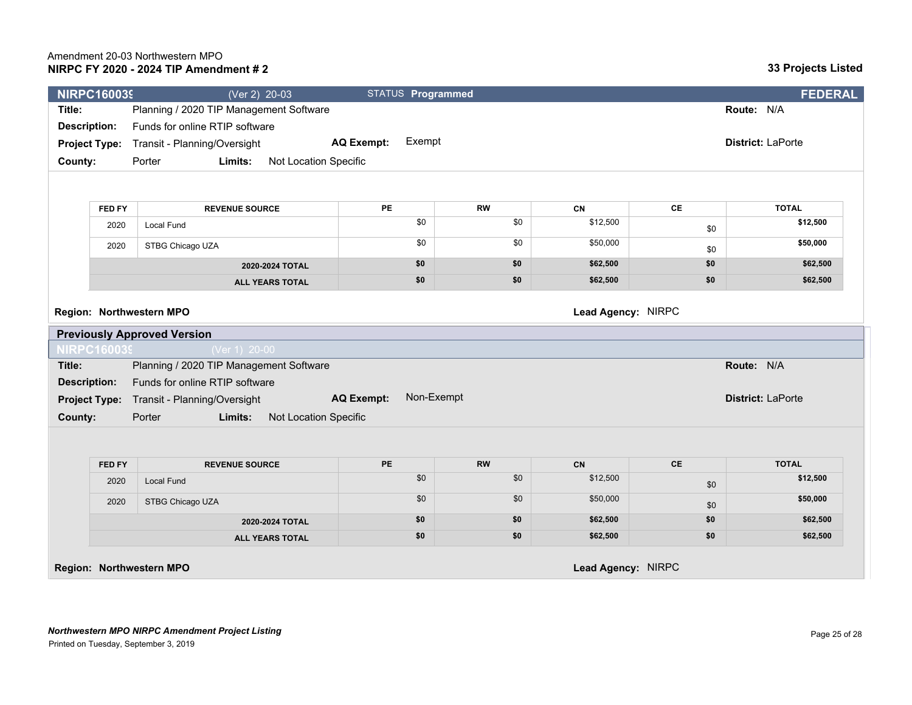Amendment 20-03 Northwestern MPO

**NIRPC FY 2020 - 2024 TIP Amendment # 2**

**33 Projects Listed**

**NIRPC160039** (Ver 2) 20-03 STATUS **Programmed** **FEDERAL**

**Title:** Planning / 2020 TIP Management Software **Route:** N/A

**Description:** Funds for online RTIP software

**Project Type:** Transit - Planning/Oversight **AQ Exempt:** Exempt **District:** LaPorte

**County:** Porter **Limits:** Not Location Specific

| FED FY | REVENUE SOURCE | PE | RW | CN | CE | TOTAL |
|---|---|---|---|---|---|---|
| 2020 | Local Fund | $0 | $0 | $12,500 | $0 | $12,500 |
| 2020 | STBG Chicago UZA | $0 | $0 | $50,000 | $0 | $50,000 |
| | **2020-2024 TOTAL** | **$0** | **$0** | **$62,500** | **$0** | **$62,500** |
| | **ALL YEARS TOTAL** | **$0** | **$0** | **$62,500** | **$0** | **$62,500** |

**Region: Northwestern MPO** **Lead Agency:** NIRPC

**Previously Approved Version**

**NIRPC160039** (Ver 1) 20-00

**Title:** Planning / 2020 TIP Management Software **Route:** N/A

**Description:** Funds for online RTIP software

**Project Type:** Transit - Planning/Oversight **AQ Exempt:** Non-Exempt **District:** LaPorte

**County:** Porter **Limits:** Not Location Specific

| FED FY | REVENUE SOURCE | PE | RW | CN | CE | TOTAL |
|---|---|---|---|---|---|---|
| 2020 | Local Fund | $0 | $0 | $12,500 | $0 | $12,500 |
| 2020 | STBG Chicago UZA | $0 | $0 | $50,000 | $0 | $50,000 |
| | **2020-2024 TOTAL** | **$0** | **$0** | **$62,500** | **$0** | **$62,500** |
| | **ALL YEARS TOTAL** | **$0** | **$0** | **$62,500** | **$0** | **$62,500** |

**Region: Northwestern MPO** **Lead Agency:** NIRPC

***Northwestern MPO NIRPC Amendment Project Listing***

Printed on Tuesday, September 3, 2019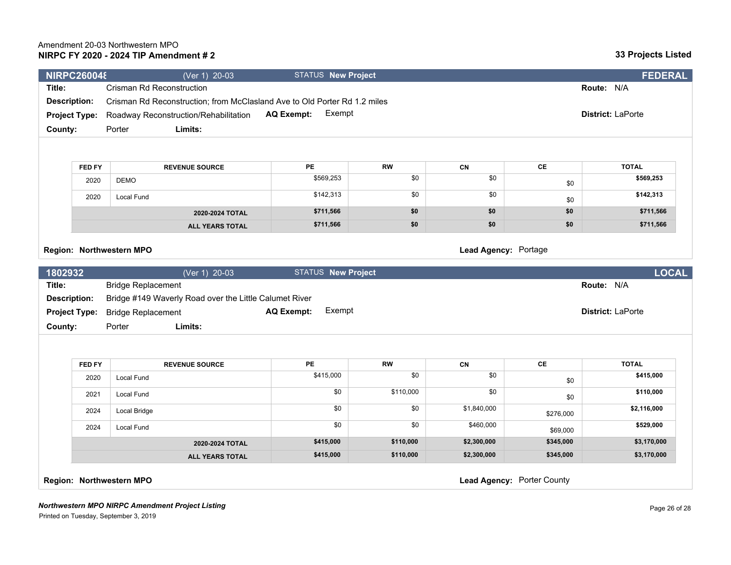Amendment 20-03 Northwestern MPO
**NIRPC FY 2020 - 2024 TIP Amendment # 2** **33 Projects Listed**

**NIRPC26004​8** (Ver 1) 20-03 STATUS **New Project** **FEDERAL**

**Title:** Crisman Rd Reconstruction **Route:** N/A

**Description:** Crisman Rd Reconstruction; from McClasland Ave to Old Porter Rd 1.2 miles

**Project Type:** Roadway Reconstruction/Rehabilitation **AQ Exempt:** Exempt **District:** LaPorte

**County:** Porter **Limits:**

| FED FY | REVENUE SOURCE | PE | RW | CN | CE | TOTAL |
|---|---|---|---|---|---|---|
| 2020 | DEMO | $569,253 | $0 | $0 | $0 | **$569,253** |
| 2020 | Local Fund | $142,313 | $0 | $0 | $0 | **$142,313** |
| | **2020-2024 TOTAL** | **$711,566** | **$0** | **$0** | **$0** | **$711,566** |
| | **ALL YEARS TOTAL** | **$711,566** | **$0** | **$0** | **$0** | **$711,566** |

**Region: Northwestern MPO** **Lead Agency:** Portage

**1802932** (Ver 1) 20-03 STATUS **New Project** **LOCAL**

**Title:** Bridge Replacement **Route:** N/A

**Description:** Bridge #149 Waverly Road over the Little Calumet River

**Project Type:** Bridge Replacement **AQ Exempt:** Exempt **District:** LaPorte

**County:** Porter **Limits:**

| FED FY | REVENUE SOURCE | PE | RW | CN | CE | TOTAL |
|---|---|---|---|---|---|---|
| 2020 | Local Fund | $415,000 | $0 | $0 | $0 | **$415,000** |
| 2021 | Local Fund | $0 | $110,000 | $0 | $0 | **$110,000** |
| 2024 | Local Bridge | $0 | $0 | $1,840,000 | $276,000 | **$2,116,000** |
| 2024 | Local Fund | $0 | $0 | $460,000 | $69,000 | **$529,000** |
| | **2020-2024 TOTAL** | **$415,000** | **$110,000** | **$2,300,000** | **$345,000** | **$3,170,000** |
| | **ALL YEARS TOTAL** | **$415,000** | **$110,000** | **$2,300,000** | **$345,000** | **$3,170,000** |

**Region: Northwestern MPO** **Lead Agency:** Porter County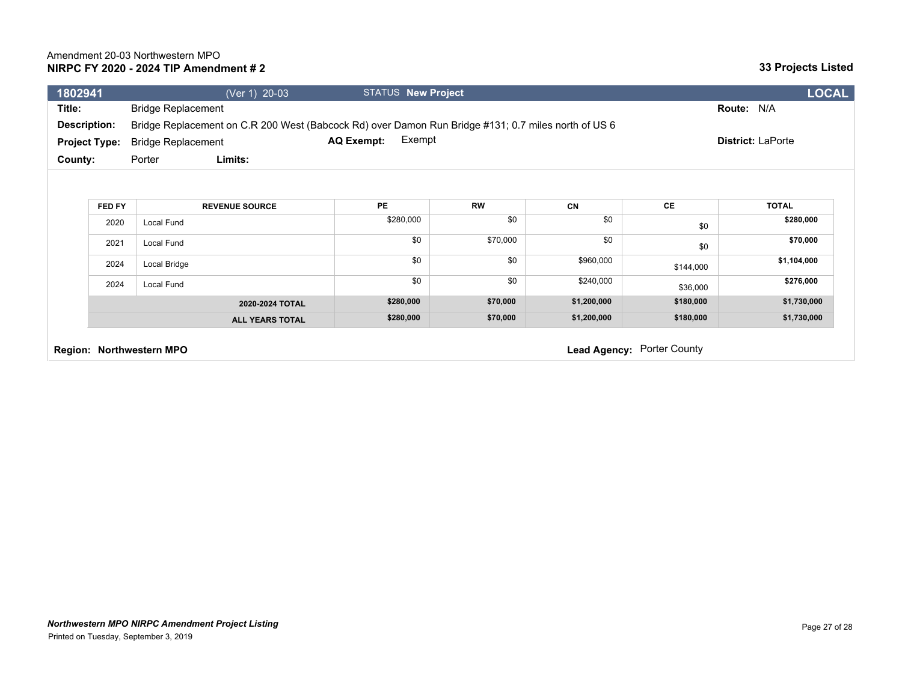Amendment 20-03 Northwestern MPO
**NIRPC FY 2020 - 2024 TIP Amendment # 2**

**33 Projects Listed**

**1802941** (Ver 1) 20-03 STATUS **New Project** **LOCAL**

**Title:** Bridge Replacement **Route:** N/A

**Description:** Bridge Replacement on C.R 200 West (Babcock Rd) over Damon Run Bridge #131; 0.7 miles north of US 6

**Project Type:** Bridge Replacement **AQ Exempt:** Exempt **District:** LaPorte

**County:** Porter **Limits:**

| FED FY | REVENUE SOURCE | PE | RW | CN | CE | TOTAL |
|---|---|---|---|---|---|---|
| 2020 | Local Fund | $280,000 | $0 | $0 | $0 | **$280,000** |
| 2021 | Local Fund | $0 | $70,000 | $0 | $0 | **$70,000** |
| 2024 | Local Bridge | $0 | $0 | $960,000 | $144,000 | **$1,104,000** |
| 2024 | Local Fund | $0 | $0 | $240,000 | $36,000 | **$276,000** |
| | **2020-2024 TOTAL** | **$280,000** | **$70,000** | **$1,200,000** | **$180,000** | **$1,730,000** |
| | **ALL YEARS TOTAL** | **$280,000** | **$70,000** | **$1,200,000** | **$180,000** | **$1,730,000** |

**Region: Northwestern MPO** **Lead Agency:** Porter County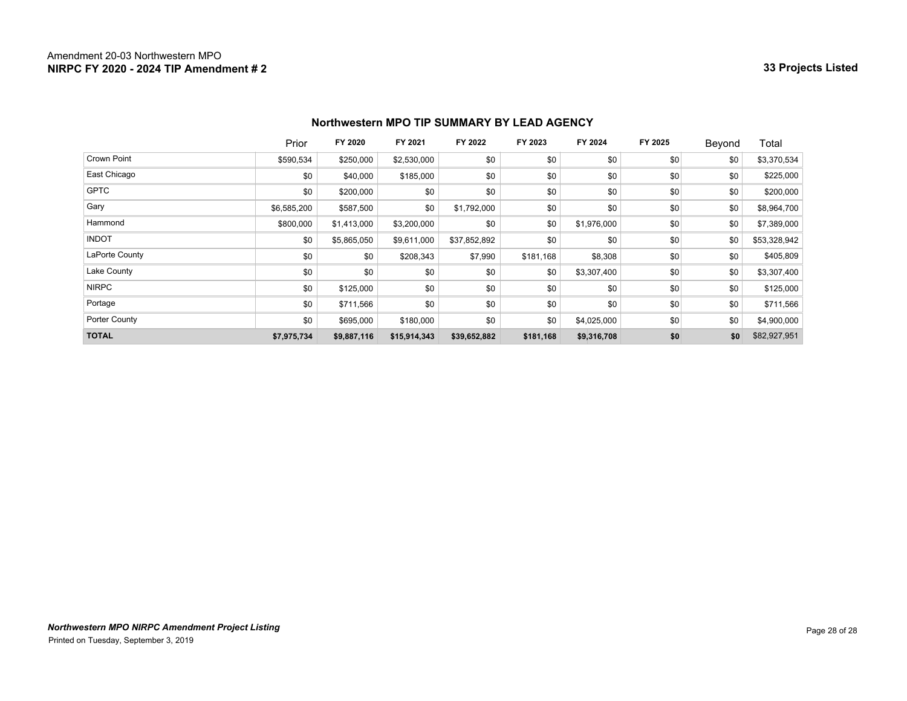Amendment 20-03 Northwestern MPO
**NIRPC FY 2020 - 2024 TIP Amendment # 2**

**33 Projects Listed**

## Northwestern MPO TIP SUMMARY BY LEAD AGENCY

| | Prior | FY 2020 | FY 2021 | FY 2022 | FY 2023 | FY 2024 | FY 2025 | Beyond | Total |
|---|---|---|---|---|---|---|---|---|---|
| Crown Point | $590,534 | $250,000 | $2,530,000 | $0 | $0 | $0 | $0 | $0 | $3,370,534 |
| East Chicago | $0 | $40,000 | $185,000 | $0 | $0 | $0 | $0 | $0 | $225,000 |
| GPTC | $0 | $200,000 | $0 | $0 | $0 | $0 | $0 | $0 | $200,000 |
| Gary | $6,585,200 | $587,500 | $0 | $1,792,000 | $0 | $0 | $0 | $0 | $8,964,700 |
| Hammond | $800,000 | $1,413,000 | $3,200,000 | $0 | $0 | $1,976,000 | $0 | $0 | $7,389,000 |
| INDOT | $0 | $5,865,050 | $9,611,000 | $37,852,892 | $0 | $0 | $0 | $0 | $53,328,942 |
| LaPorte County | $0 | $0 | $208,343 | $7,990 | $181,168 | $8,308 | $0 | $0 | $405,809 |
| Lake County | $0 | $0 | $0 | $0 | $0 | $3,307,400 | $0 | $0 | $3,307,400 |
| NIRPC | $0 | $125,000 | $0 | $0 | $0 | $0 | $0 | $0 | $125,000 |
| Portage | $0 | $711,566 | $0 | $0 | $0 | $0 | $0 | $0 | $711,566 |
| Porter County | $0 | $695,000 | $180,000 | $0 | $0 | $4,025,000 | $0 | $0 | $4,900,000 |
| **TOTAL** | **$7,975,734** | **$9,887,116** | **$15,914,343** | **$39,652,882** | **$181,168** | **$9,316,708** | **$0** | **$0** | $82,927,951 |

***Northwestern MPO NIRPC Amendment Project Listing***
Printed on Tuesday, September 3, 2019